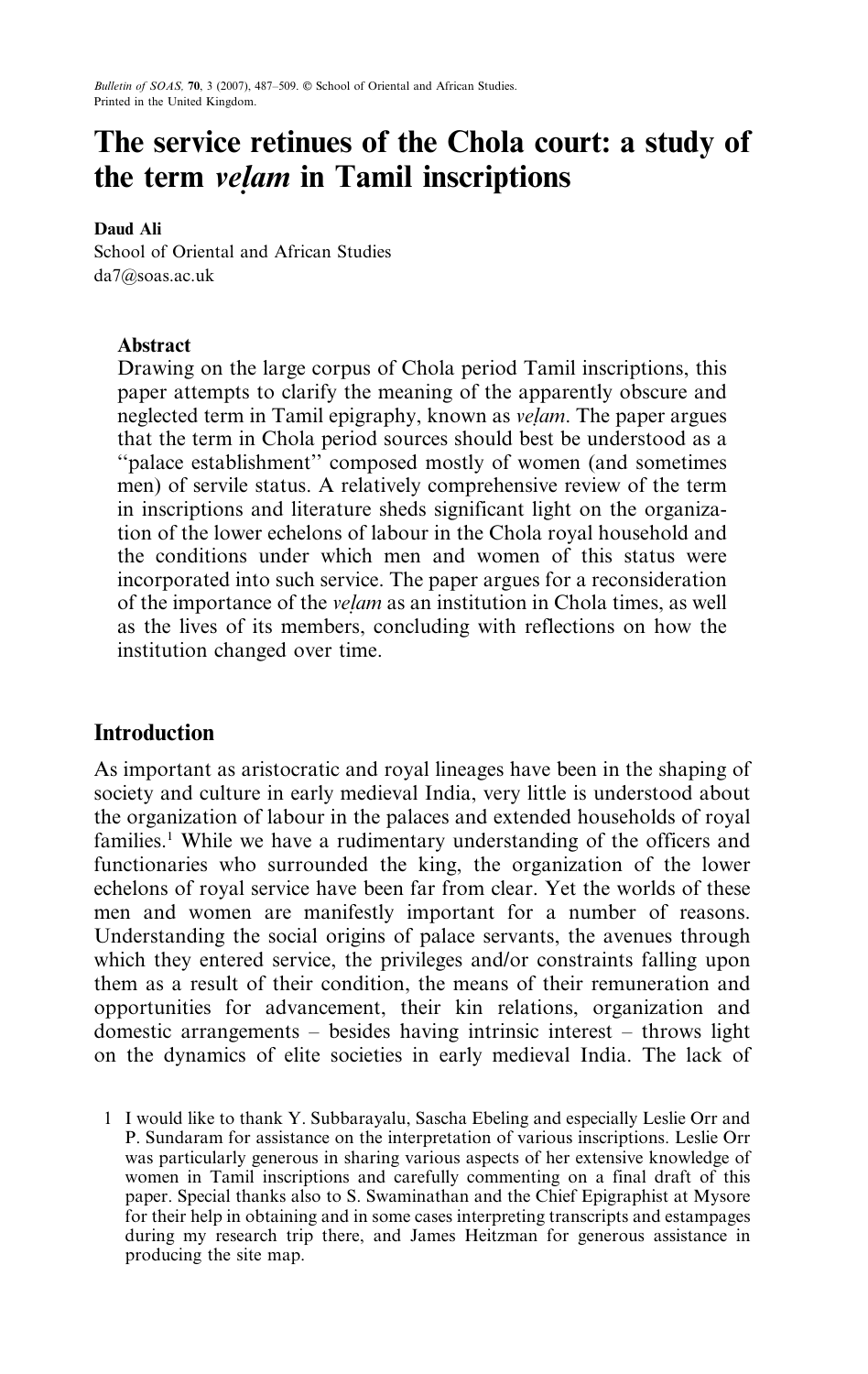# The service retinues of the Chola court: a study of the term *veḷam* in Tamil inscriptions

**Daud Ali**
School of Oriental and African Studies
da7@soas.ac.uk

### Abstract

Drawing on the large corpus of Chola period Tamil inscriptions, this paper attempts to clarify the meaning of the apparently obscure and neglected term in Tamil epigraphy, known as *veḷam*. The paper argues that the term in Chola period sources should best be understood as a "palace establishment" composed mostly of women (and sometimes men) of servile status. A relatively comprehensive review of the term in inscriptions and literature sheds significant light on the organization of the lower echelons of labour in the Chola royal household and the conditions under which men and women of this status were incorporated into such service. The paper argues for a reconsideration of the importance of the *veḷam* as an institution in Chola times, as well as the lives of its members, concluding with reflections on how the institution changed over time.

## Introduction

As important as aristocratic and royal lineages have been in the shaping of society and culture in early medieval India, very little is understood about the organization of labour in the palaces and extended households of royal families.[1] While we have a rudimentary understanding of the officers and functionaries who surrounded the king, the organization of the lower echelons of royal service have been far from clear. Yet the worlds of these men and women are manifestly important for a number of reasons. Understanding the social origins of palace servants, the avenues through which they entered service, the privileges and/or constraints falling upon them as a result of their condition, the means of their remuneration and opportunities for advancement, their kin relations, organization and domestic arrangements – besides having intrinsic interest – throws light on the dynamics of elite societies in early medieval India. The lack of

1 I would like to thank Y. Subbarayalu, Sascha Ebeling and especially Leslie Orr and P. Sundaram for assistance on the interpretation of various inscriptions. Leslie Orr was particularly generous in sharing various aspects of her extensive knowledge of women in Tamil inscriptions and carefully commenting on a final draft of this paper. Special thanks also to S. Swaminathan and the Chief Epigraphist at Mysore for their help in obtaining and in some cases interpreting transcripts and estampages during my research trip there, and James Heitzman for generous assistance in producing the site map.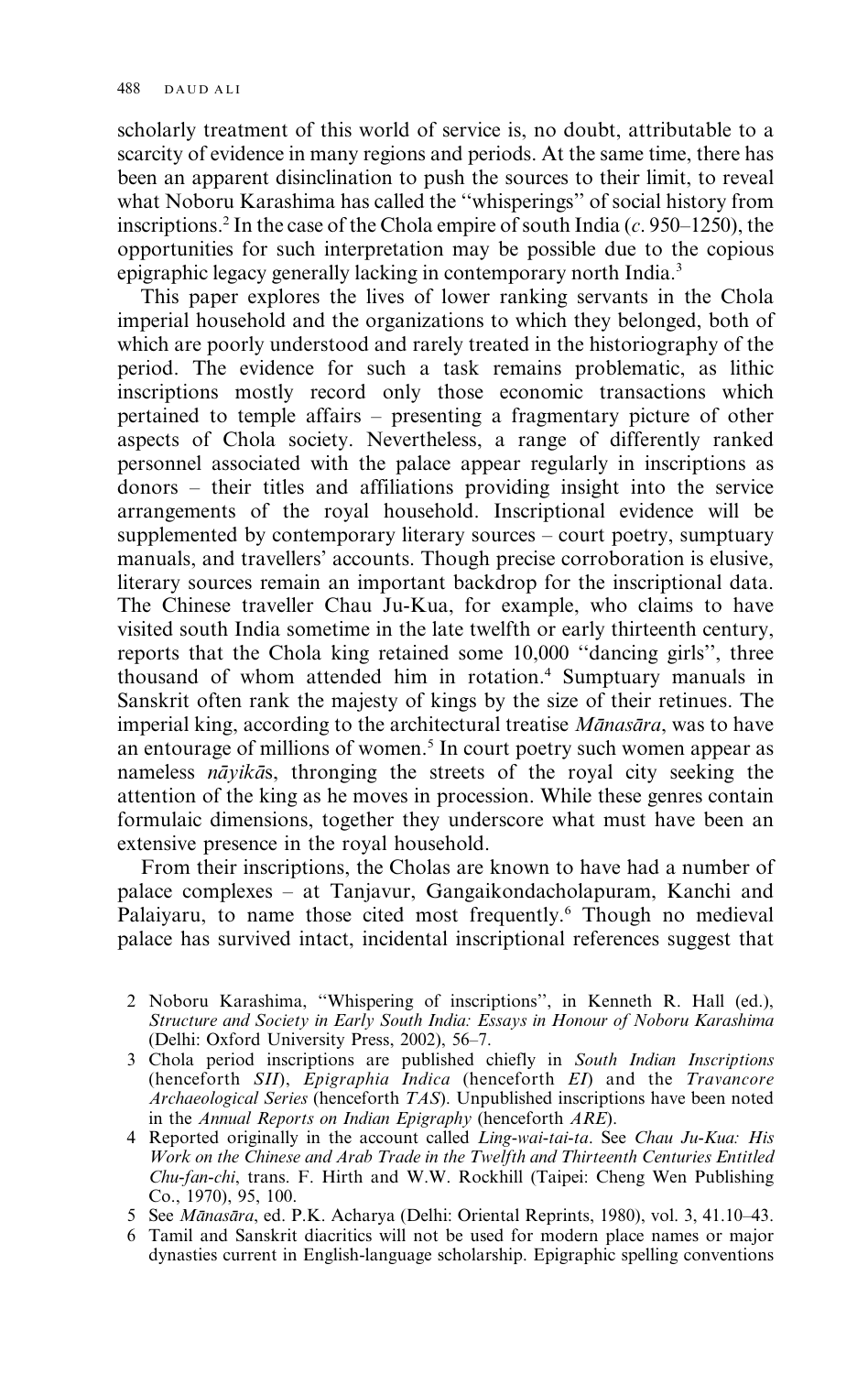scholarly treatment of this world of service is, no doubt, attributable to a scarcity of evidence in many regions and periods. At the same time, there has been an apparent disinclination to push the sources to their limit, to reveal what Noboru Karashima has called the "whisperings" of social history from inscriptions.[2] In the case of the Chola empire of south India (*c*. 950–1250), the opportunities for such interpretation may be possible due to the copious epigraphic legacy generally lacking in contemporary north India.[3]

This paper explores the lives of lower ranking servants in the Chola imperial household and the organizations to which they belonged, both of which are poorly understood and rarely treated in the historiography of the period. The evidence for such a task remains problematic, as lithic inscriptions mostly record only those economic transactions which pertained to temple affairs – presenting a fragmentary picture of other aspects of Chola society. Nevertheless, a range of differently ranked personnel associated with the palace appear regularly in inscriptions as donors – their titles and affiliations providing insight into the service arrangements of the royal household. Inscriptional evidence will be supplemented by contemporary literary sources – court poetry, sumptuary manuals, and travellers' accounts. Though precise corroboration is elusive, literary sources remain an important backdrop for the inscriptional data. The Chinese traveller Chau Ju-Kua, for example, who claims to have visited south India sometime in the late twelfth or early thirteenth century, reports that the Chola king retained some 10,000 "dancing girls", three thousand of whom attended him in rotation.[4] Sumptuary manuals in Sanskrit often rank the majesty of kings by the size of their retinues. The imperial king, according to the architectural treatise *Mānasāra*, was to have an entourage of millions of women.[5] In court poetry such women appear as nameless *nāyikā*s, thronging the streets of the royal city seeking the attention of the king as he moves in procession. While these genres contain formulaic dimensions, together they underscore what must have been an extensive presence in the royal household.

From their inscriptions, the Cholas are known to have had a number of palace complexes – at Tanjavur, Gangaikondacholapuram, Kanchi and Palaiyaru, to name those cited most frequently.[6] Though no medieval palace has survived intact, incidental inscriptional references suggest that

2 Noboru Karashima, "Whispering of inscriptions", in Kenneth R. Hall (ed.), *Structure and Society in Early South India: Essays in Honour of Noboru Karashima* (Delhi: Oxford University Press, 2002), 56–7.

3 Chola period inscriptions are published chiefly in *South Indian Inscriptions* (henceforth *SII*), *Epigraphia Indica* (henceforth *EI*) and the *Travancore Archaeological Series* (henceforth *TAS*). Unpublished inscriptions have been noted in the *Annual Reports on Indian Epigraphy* (henceforth *ARE*).

4 Reported originally in the account called *Ling-wai-tai-ta*. See *Chau Ju-Kua: His Work on the Chinese and Arab Trade in the Twelfth and Thirteenth Centuries Entitled Chu-fan-chi*, trans. F. Hirth and W.W. Rockhill (Taipei: Cheng Wen Publishing Co., 1970), 95, 100.

5 See *Mānasāra*, ed. P.K. Acharya (Delhi: Oriental Reprints, 1980), vol. 3, 41.10–43.

6 Tamil and Sanskrit diacritics will not be used for modern place names or major dynasties current in English-language scholarship. Epigraphic spelling conventions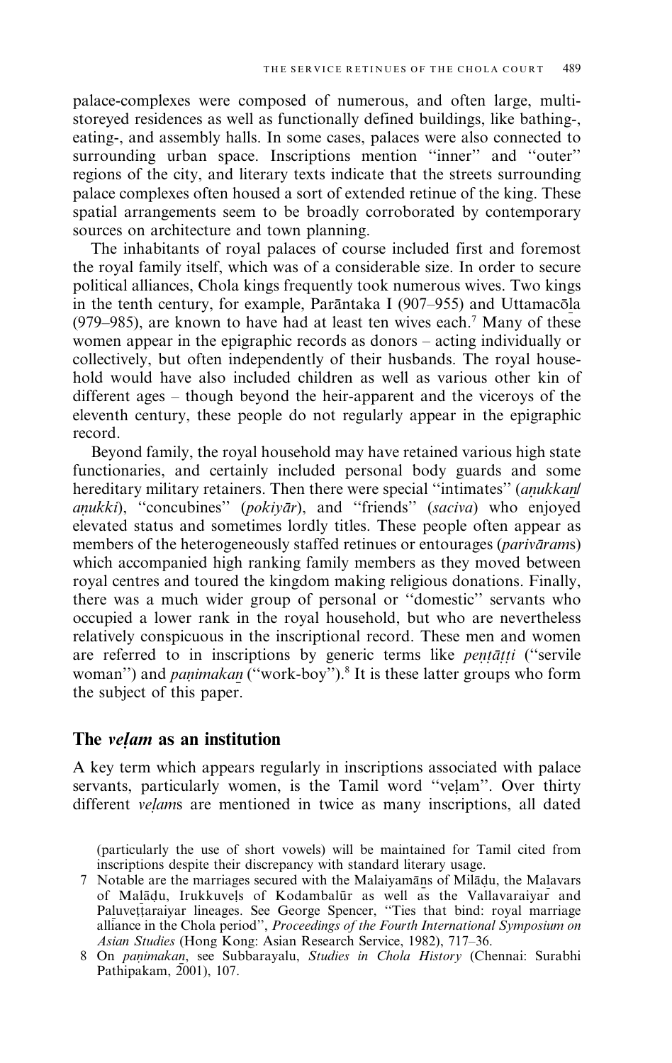palace-complexes were composed of numerous, and often large, multi-storeyed residences as well as functionally defined buildings, like bathing-, eating-, and assembly halls. In some cases, palaces were also connected to surrounding urban space. Inscriptions mention "inner" and "outer" regions of the city, and literary texts indicate that the streets surrounding palace complexes often housed a sort of extended retinue of the king. These spatial arrangements seem to be broadly corroborated by contemporary sources on architecture and town planning.

The inhabitants of royal palaces of course included first and foremost the royal family itself, which was of a considerable size. In order to secure political alliances, Chola kings frequently took numerous wives. Two kings in the tenth century, for example, Parāntaka I (907–955) and Uttamacōḻa (979–985), are known to have had at least ten wives each.[7] Many of these women appear in the epigraphic records as donors – acting individually or collectively, but often independently of their husbands. The royal household would have also included children as well as various other kin of different ages – though beyond the heir-apparent and the viceroys of the eleventh century, these people do not regularly appear in the epigraphic record.

Beyond family, the royal household may have retained various high state functionaries, and certainly included personal body guards and some hereditary military retainers. Then there were special "intimates" (*aṇukkaṉ/aṇukki*), "concubines" (*pokiyār*), and "friends" (*saciva*) who enjoyed elevated status and sometimes lordly titles. These people often appear as members of the heterogeneously staffed retinues or entourages (*parivāram*s) which accompanied high ranking family members as they moved between royal centres and toured the kingdom making religious donations. Finally, there was a much wider group of personal or "domestic" servants who occupied a lower rank in the royal household, but who are nevertheless relatively conspicuous in the inscriptional record. These men and women are referred to in inscriptions by generic terms like *peṇṭāṭṭi* ("servile woman") and *paṇimakaṉ* ("work-boy").[8] It is these latter groups who form the subject of this paper.

## The *veḷam* as an institution

A key term which appears regularly in inscriptions associated with palace servants, particularly women, is the Tamil word "veḷam". Over thirty different *veḷam*s are mentioned in twice as many inscriptions, all dated

(particularly the use of short vowels) will be maintained for Tamil cited from inscriptions despite their discrepancy with standard literary usage.

7 Notable are the marriages secured with the Malaiyamāṉs of Milāḍu, the Maḻavars of Maḻāḍu, Irukkuveḷs of Kodambalūr as well as the Vallavaraiyar and Paḻuveṭṭaraiyar lineages. See George Spencer, "Ties that bind: royal marriage alliance in the Chola period", *Proceedings of the Fourth International Symposium on Asian Studies* (Hong Kong: Asian Research Service, 1982), 717–36.

8 On *paṇimakaṉ*, see Subbarayalu, *Studies in Chola History* (Chennai: Surabhi Pathipakam, 2001), 107.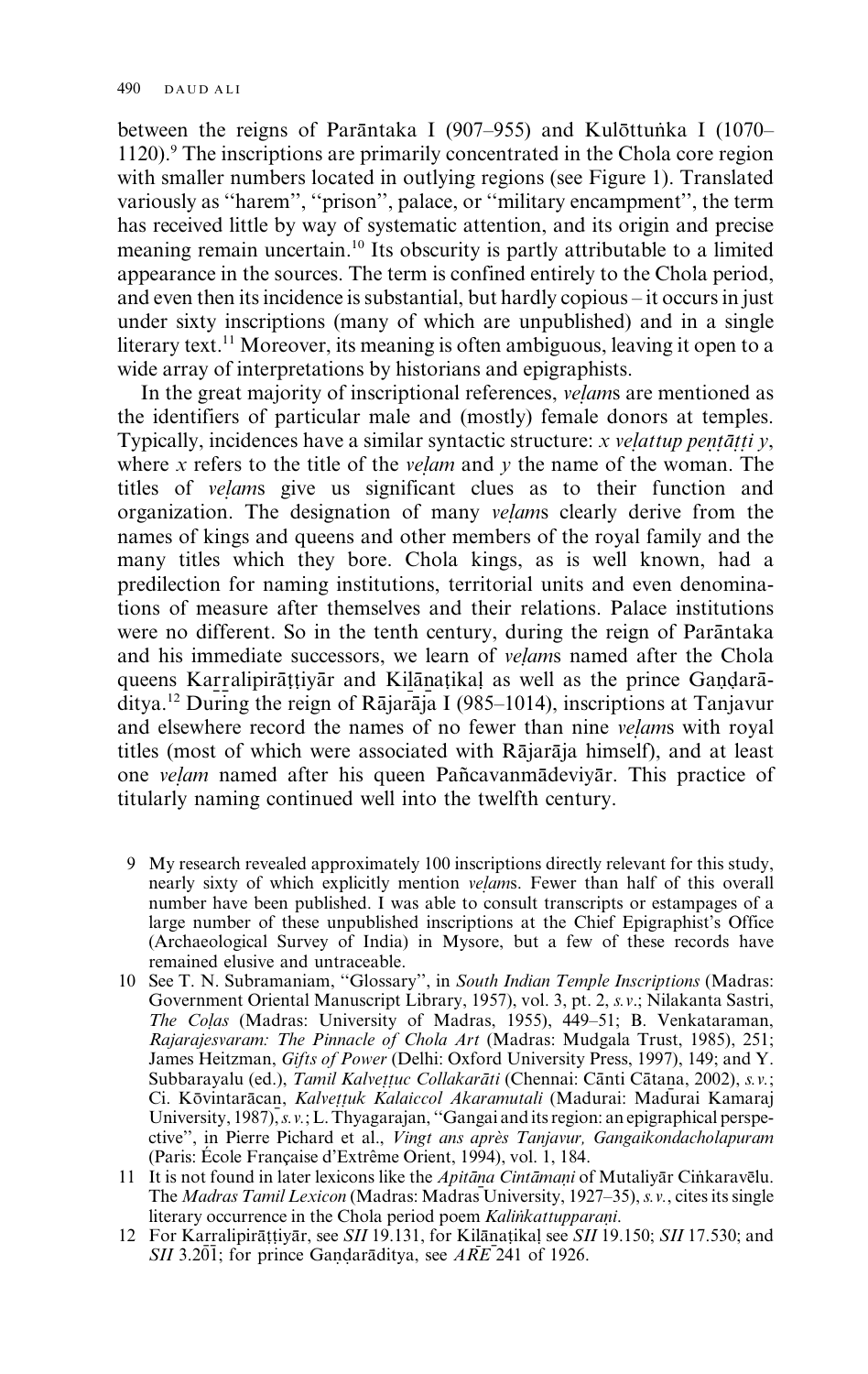between the reigns of Parāntaka I (907–955) and Kulōttuṅka I (1070–1120).[9] The inscriptions are primarily concentrated in the Chola core region with smaller numbers located in outlying regions (see Figure 1). Translated variously as "harem", "prison", palace, or "military encampment", the term has received little by way of systematic attention, and its origin and precise meaning remain uncertain.[10] Its obscurity is partly attributable to a limited appearance in the sources. The term is confined entirely to the Chola period, and even then its incidence is substantial, but hardly copious – it occurs in just under sixty inscriptions (many of which are unpublished) and in a single literary text.[11] Moreover, its meaning is often ambiguous, leaving it open to a wide array of interpretations by historians and epigraphists.

In the great majority of inscriptional references, *veḷam*s are mentioned as the identifiers of particular male and (mostly) female donors at temples. Typically, incidences have a similar syntactic structure: *x veḷattup peṇṭāṭṭi y*, where *x* refers to the title of the *veḷam* and *y* the name of the woman. The titles of *veḷam*s give us significant clues as to their function and organization. The designation of many *veḷam*s clearly derive from the names of kings and queens and other members of the royal family and the many titles which they bore. Chola kings, as is well known, had a predilection for naming institutions, territorial units and even denominations of measure after themselves and their relations. Palace institutions were no different. So in the tenth century, during the reign of Parāntaka and his immediate successors, we learn of *veḷam*s named after the Chola queens Kaṟṟalipirāṭṭiyār and Kiḻāṉaṭikaḷ as well as the prince Gaṇḍarāditya.[12] During the reign of Rājarāja I (985–1014), inscriptions at Tanjavur and elsewhere record the names of no fewer than nine *veḷam*s with royal titles (most of which were associated with Rājarāja himself), and at least one *veḷam* named after his queen Pañcavanmādeviyār. This practice of titularly naming continued well into the twelfth century.

9 My research revealed approximately 100 inscriptions directly relevant for this study, nearly sixty of which explicitly mention *veḷam*s. Fewer than half of this overall number have been published. I was able to consult transcripts or estampages of a large number of these unpublished inscriptions at the Chief Epigraphist's Office (Archaeological Survey of India) in Mysore, but a few of these records have remained elusive and untraceable.

10 See T. N. Subramaniam, "Glossary", in *South Indian Temple Inscriptions* (Madras: Government Oriental Manuscript Library, 1957), vol. 3, pt. 2, *s.v.*; Nilakanta Sastri, *The Coḷas* (Madras: University of Madras, 1955), 449–51; B. Venkataraman, *Rajarajesvaram: The Pinnacle of Chola Art* (Madras: Mudgala Trust, 1985), 251; James Heitzman, *Gifts of Power* (Delhi: Oxford University Press, 1997), 149; and Y. Subbarayalu (ed.), *Tamil Kalveṭṭuc Collakarāti* (Chennai: Cānti Cātaṉa, 2002), *s.v.*; Ci. Kōvintarācaṉ, *Kalveṭṭuk Kalaiccol Akaramutali* (Madurai: Maduṟai Kamaraj University, 1987), *s.v.*; L. Thyagarajan, "Gangai and its region: an epigraphical perspective", in Pierre Pichard et al., *Vingt ans après Tanjavur, Gangaikondacholapuram* (Paris: École Française d'Extrême Orient, 1994), vol. 1, 184.

11 It is not found in later lexicons like the *Apitāṉa Cintāmaṇi* of Mutaliyār Ciṅkaravēlu. The *Madras Tamil Lexicon* (Madras: Madras University, 1927–35), *s.v.*, cites its single literary occurrence in the Chola period poem *Kaliṅkattupparaṇi*.

12 For Kaṟṟalipirāṭṭiyār, see *SII* 19.131, for Kiḻāṉaṭikaḷ see *SII* 19.150; *SII* 17.530; and *SII* 3.201; for prince Gaṇḍarāditya, see *ARE* 241 of 1926.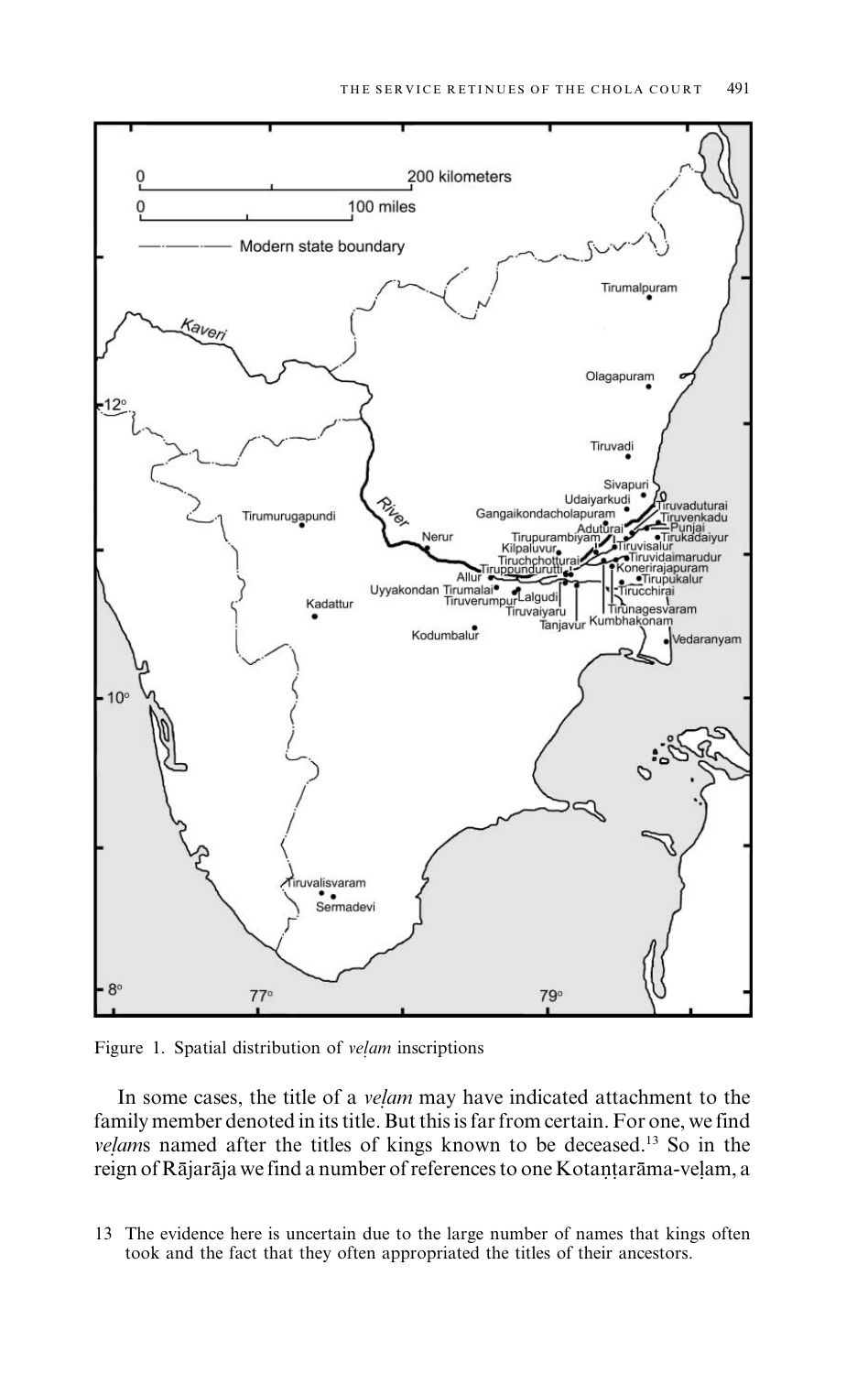Figure 1. Spatial distribution of *veḷam* inscriptions

In some cases, the title of a *veḷam* may have indicated attachment to the family member denoted in its title. But this is far from certain. For one, we find *veḷam*s named after the titles of kings known to be deceased.[13] So in the reign of Rājarāja we find a number of references to one Kotaṇṭarāma-veḷam, a

13 The evidence here is uncertain due to the large number of names that kings often took and the fact that they often appropriated the titles of their ancestors.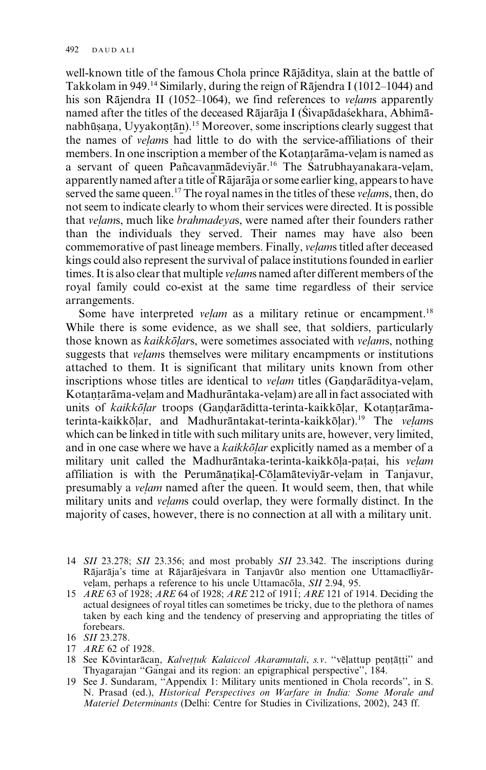well-known title of the famous Chola prince Rājāditya, slain at the battle of Takkolam in 949.[14] Similarly, during the reign of Rājendra I (1012–1044) and his son Rājendra II (1052–1064), we find references to *veḷam*s apparently named after the titles of the deceased Rājarāja I (Śivapādaśekhara, Abhimānabhūṣaṇa, Uyyakoṇṭāṉ).[15] Moreover, some inscriptions clearly suggest that the names of *veḷam*s had little to do with the service-affiliations of their members. In one inscription a member of the Kotaṇṭarāma-veḷam is named as a servant of queen Pañcavaṉmādeviyār.[16] The Śatrubhayanakara-veḷam, apparently named after a title of Rājarāja or some earlier king, appears to have served the same queen.[17] The royal names in the titles of these *veḷam*s, then, do not seem to indicate clearly to whom their services were directed. It is possible that *veḷam*s, much like *brahmadeya*s, were named after their founders rather than the individuals they served. Their names may have also been commemorative of past lineage members. Finally, *veḷam*s titled after deceased kings could also represent the survival of palace institutions founded in earlier times. It is also clear that multiple *veḷam*s named after different members of the royal family could co-exist at the same time regardless of their service arrangements.

Some have interpreted *veḷam* as a military retinue or encampment.[18] While there is some evidence, as we shall see, that soldiers, particularly those known as *kaikkōḷar*s, were sometimes associated with *veḷam*s, nothing suggests that *veḷam*s themselves were military encampments or institutions attached to them. It is significant that military units known from other inscriptions whose titles are identical to *veḷam* titles (Gaṇḍarāditya-veḷam, Kotaṇṭarāma-veḷam and Madhurāntaka-veḷam) are all in fact associated with units of *kaikkōḷar* troops (Gaṇḍarāditta-terinta-kaikkōḷar, Kotaṇṭarāma-terinta-kaikkōḷar, and Madhurāntakat-terinta-kaikkōḷar).[19] The *veḷam*s which can be linked in title with such military units are, however, very limited, and in one case where we have a *kaikkōḷar* explicitly named as a member of a military unit called the Madhurāntaka-terinta-kaikkōḷa-paṭai, his *veḷam* affiliation is with the Perumāṉaṭikaḷ-Cōḻamāteviyār-veḷam in Tanjavur, presumably a *veḷam* named after the queen. It would seem, then, that while military units and *veḷam*s could overlap, they were formally distinct. In the majority of cases, however, there is no connection at all with a military unit.

14 *SII* 23.278; *SII* 23.356; and most probably *SII* 23.342. The inscriptions during Rājarāja's time at Rājarājeśvara in Tanjavūr also mention one Uttamacīliyār-veḷam, perhaps a reference to his uncle Uttamacōla, *SII* 2.94, 95.

15 *ARE* 63 of 1928; *ARE* 64 of 1928; *ARE* 212 of 1911; *ARE* 121 of 1914. Deciding the actual designees of royal titles can sometimes be tricky, due to the plethora of names taken by each king and the tendency of preserving and appropriating the titles of forebears.

16 *SII* 23.278.

17 *ARE* 62 of 1928.

18 See Kōvintarācaṉ, *Kalveṭṭuk Kalaiccol Akaramutali*, *s.v.* "vēḷattup peṇṭāṭṭi" and Thyagarajan "Gangai and its region: an epigraphical perspective", 184.

19 See J. Sundaram, "Appendix 1: Military units mentioned in Chola records", in S. N. Prasad (ed.), *Historical Perspectives on Warfare in India: Some Morale and Materiel Determinants* (Delhi: Centre for Studies in Civilizations, 2002), 243 ff.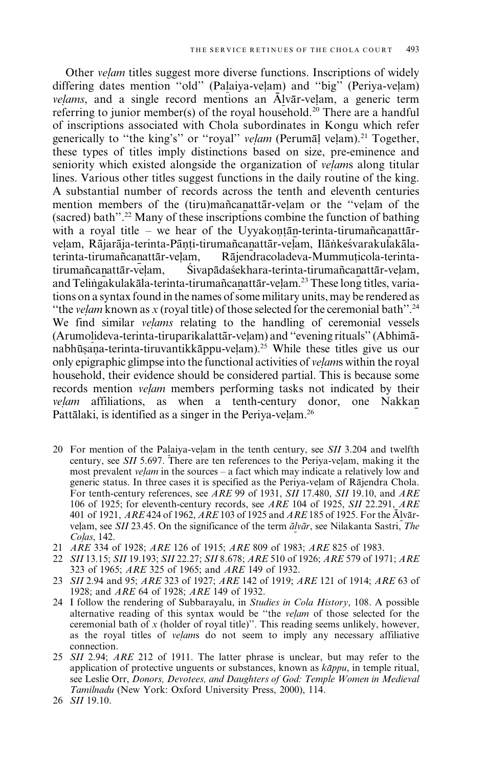Other *veḷam* titles suggest more diverse functions. Inscriptions of widely differing dates mention "old" (Paḻaiya-veḷam) and "big" (Periya-veḷam) *veḷams*, and a single record mentions an Āḻvār-veḷam, a generic term referring to junior member(s) of the royal household.[20] There are a handful of inscriptions associated with Chola subordinates in Kongu which refer generically to "the king's" or "royal" *veḷam* (Perumāḷ veḷam).[21] Together, these types of titles imply distinctions based on size, pre-eminence and seniority which existed alongside the organization of *veḷams* along titular lines. Various other titles suggest functions in the daily routine of the king. A substantial number of records across the tenth and eleventh centuries mention members of the (tiru)mañcaṉattār-veḷam or the "veḷam of the (sacred) bath".[22] Many of these inscriptions combine the function of bathing with a royal title – we hear of the Uyyakoṇṭāṉ-terinta-tirumañcaṉattār-veḷam, Rājarāja-terinta-Pāṇṭi-tirumañcaṉattār-veḷam, Ilāṅkeśvarakulakāla-terinta-tirumañcaṉattār-veḷam, Rājendracoladeva-Mummuṭicola-terinta-tirumañcaṉattār-veḷam, Śivapādaśekhara-terinta-tirumañcaṉattār-veḷam, and Teliṅgakulakāla-terinta-tirumañcaṉattār-veḷam.[23] These long titles, variations on a syntax found in the names of some military units, may be rendered as "the *veḷam* known as *x* (royal title) of those selected for the ceremonial bath".[24] We find similar *veḷams* relating to the handling of ceremonial vessels (Arumoḻideva-terinta-tiruparikalattār-veḷam) and "evening rituals" (Abhimānabhūṣaṇa-terinta-tiruvantikkāppu-veḷam).[25] While these titles give us our only epigraphic glimpse into the functional activities of *veḷams* within the royal household, their evidence should be considered partial. This is because some records mention *veḷam* members performing tasks not indicated by their *veḷam* affiliations, as when a tenth-century donor, one Nakkaṉ Pattālaki, is identified as a singer in the Periya-veḷam.[26]

20 For mention of the Paḻaiya-veḷam in the tenth century, see *SII* 3.204 and twelfth century, see *SII* 5.697. There are ten references to the Periya-veḷam, making it the most prevalent *veḷam* in the sources – a fact which may indicate a relatively low and generic status. In three cases it is specified as the Periya-veḷam of Rājendra Chola. For tenth-century references, see *ARE* 99 of 1931, *SII* 17.480, *SII* 19.10, and *ARE* 106 of 1925; for eleventh-century records, see *ARE* 104 of 1925, *SII* 22.291, *ARE* 401 of 1921, *ARE* 424 of 1962, *ARE* 103 of 1925 and *ARE* 185 of 1925. For the Āḻvār-veḷam, see *SII* 23.45. On the significance of the term *āḻvār*, see Nilakanta Sastri, *The Coḻas*, 142.

21 *ARE* 334 of 1928; *ARE* 126 of 1915; *ARE* 809 of 1983; *ARE* 825 of 1983.

22 *SII* 13.15; *SII* 19.193; *SII* 22.27; *SII* 8.678; *ARE* 510 of 1926; *ARE* 579 of 1971; *ARE* 323 of 1965; *ARE* 325 of 1965; and *ARE* 149 of 1932.

23 *SII* 2.94 and 95; *ARE* 323 of 1927; *ARE* 142 of 1919; *ARE* 121 of 1914; *ARE* 63 of 1928; and *ARE* 64 of 1928; *ARE* 149 of 1932.

24 I follow the rendering of Subbarayalu, in *Studies in Cola History*, 108. A possible alternative reading of this syntax would be "the *veḷam* of those selected for the ceremonial bath of *x* (holder of royal title)". This reading seems unlikely, however, as the royal titles of *veḷams* do not seem to imply any necessary affiliative connection.

25 *SII* 2.94; *ARE* 212 of 1911. The latter phrase is unclear, but may refer to the application of protective unguents or substances, known as *kāppu*, in temple ritual, see Leslie Orr, *Donors, Devotees, and Daughters of God: Temple Women in Medieval Tamilnadu* (New York: Oxford University Press, 2000), 114.

26 *SII* 19.10.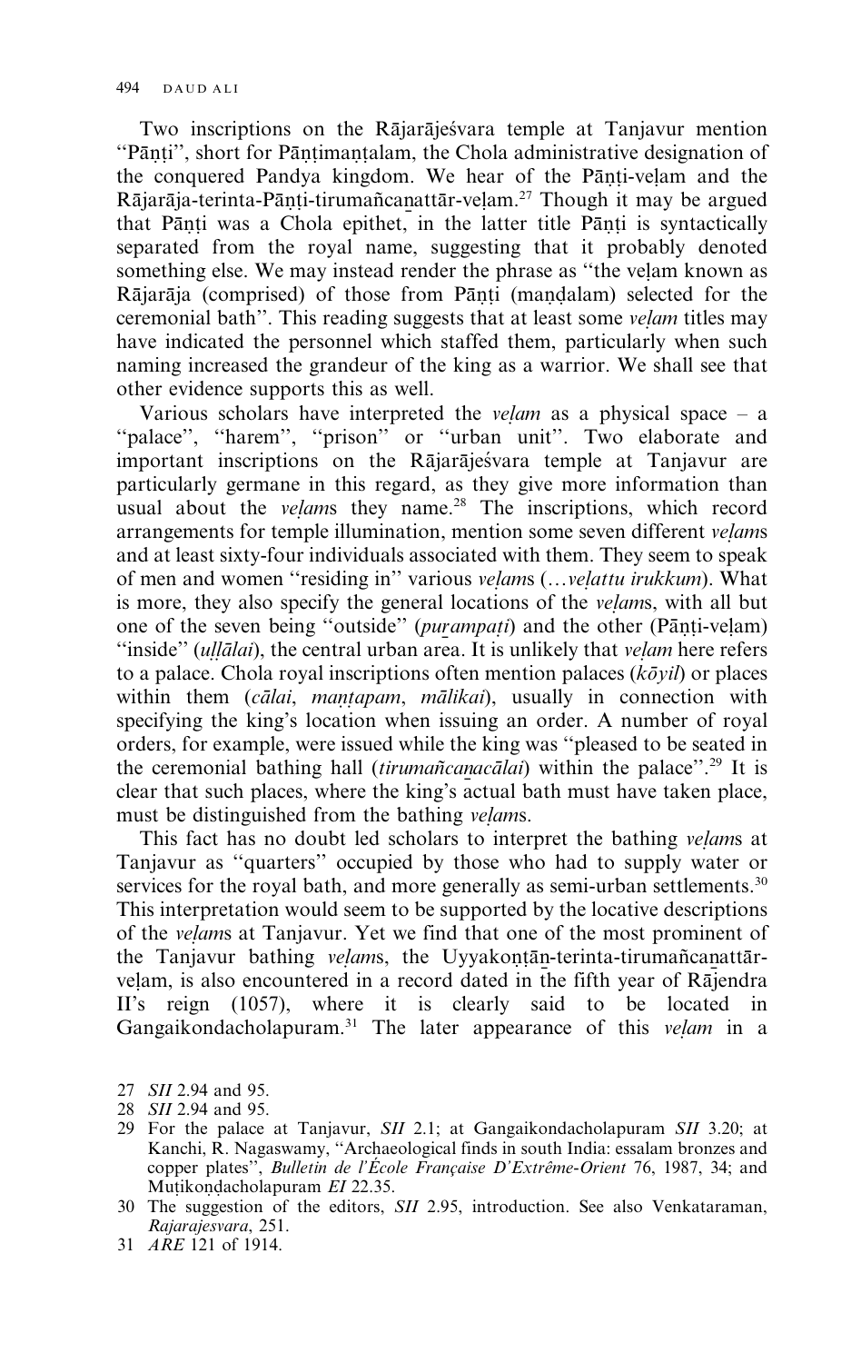Two inscriptions on the Rājarājeśvara temple at Tanjavur mention "Pāṇṭi", short for Pāṇṭimaṇṭalam, the Chola administrative designation of the conquered Pandya kingdom. We hear of the Pāṇṭi-veḷam and the Rājarāja-terinta-Pāṇṭi-tirumañcaṉattār-veḷam.[27] Though it may be argued that Pāṇṭi was a Chola epithet, in the latter title Pāṇṭi is syntactically separated from the royal name, suggesting that it probably denoted something else. We may instead render the phrase as "the veḷam known as Rājarāja (comprised) of those from Pāṇṭi (maṇḍalam) selected for the ceremonial bath". This reading suggests that at least some *veḷam* titles may have indicated the personnel which staffed them, particularly when such naming increased the grandeur of the king as a warrior. We shall see that other evidence supports this as well.

Various scholars have interpreted the *veḷam* as a physical space – a "palace", "harem", "prison" or "urban unit". Two elaborate and important inscriptions on the Rājarājeśvara temple at Tanjavur are particularly germane in this regard, as they give more information than usual about the *veḷam*s they name.[28] The inscriptions, which record arrangements for temple illumination, mention some seven different *veḷam*s and at least sixty-four individuals associated with them. They seem to speak of men and women "residing in" various *veḷam*s (…*veḷattu irukkum*). What is more, they also specify the general locations of the *veḷam*s, with all but one of the seven being "outside" (*puṟampaṭi*) and the other (Pāṇṭi-veḷam) "inside" (*uḷḷālai*), the central urban area. It is unlikely that *veḷam* here refers to a palace. Chola royal inscriptions often mention palaces (*kōyil*) or places within them (*cālai*, *maṇṭapam*, *mālikai*), usually in connection with specifying the king's location when issuing an order. A number of royal orders, for example, were issued while the king was "pleased to be seated in the ceremonial bathing hall (*tirumañcaṉacālai*) within the palace".[29] It is clear that such places, where the king's actual bath must have taken place, must be distinguished from the bathing *veḷam*s.

This fact has no doubt led scholars to interpret the bathing *veḷam*s at Tanjavur as "quarters" occupied by those who had to supply water or services for the royal bath, and more generally as semi-urban settlements.[30] This interpretation would seem to be supported by the locative descriptions of the *veḷam*s at Tanjavur. Yet we find that one of the most prominent of the Tanjavur bathing *veḷam*s, the Uyyakoṇṭāṉ-terinta-tirumañcaṉattār-veḷam, is also encountered in a record dated in the fifth year of Rājendra II's reign (1057), where it is clearly said to be located in Gangaikondacholapuram.[31] The later appearance of this *veḷam* in a

27 *SII* 2.94 and 95.

28 *SII* 2.94 and 95.

29 For the palace at Tanjavur, *SII* 2.1; at Gangaikondacholapuram *SII* 3.20; at Kanchi, R. Nagaswamy, "Archaeological finds in south India: essalam bronzes and copper plates", *Bulletin de l'École Française D'Extrême-Orient* 76, 1987, 34; and Muṭikoṇḍacholapuram *EI* 22.35.

30 The suggestion of the editors, *SII* 2.95, introduction. See also Venkataraman, *Rajarajesvara*, 251.

31 *ARE* 121 of 1914.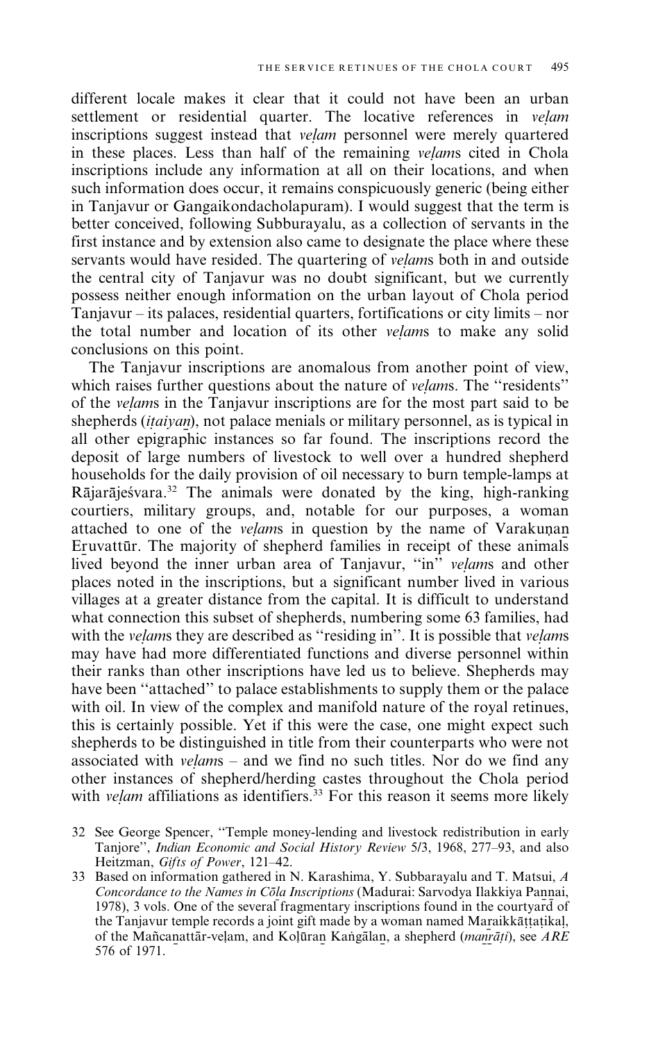different locale makes it clear that it could not have been an urban settlement or residential quarter. The locative references in *veḷam* inscriptions suggest instead that *veḷam* personnel were merely quartered in these places. Less than half of the remaining *veḷam*s cited in Chola inscriptions include any information at all on their locations, and when such information does occur, it remains conspicuously generic (being either in Tanjavur or Gangaikondacholapuram). I would suggest that the term is better conceived, following Subburayalu, as a collection of servants in the first instance and by extension also came to designate the place where these servants would have resided. The quartering of *veḷam*s both in and outside the central city of Tanjavur was no doubt significant, but we currently possess neither enough information on the urban layout of Chola period Tanjavur – its palaces, residential quarters, fortifications or city limits – nor the total number and location of its other *veḷam*s to make any solid conclusions on this point.

The Tanjavur inscriptions are anomalous from another point of view, which raises further questions about the nature of *veḷam*s. The "residents" of the *veḷam*s in the Tanjavur inscriptions are for the most part said to be shepherds (*iṭaiyaṉ*), not palace menials or military personnel, as is typical in all other epigraphic instances so far found. The inscriptions record the deposit of large numbers of livestock to well over a hundred shepherd households for the daily provision of oil necessary to burn temple-lamps at Rājarājeśvara.[32] The animals were donated by the king, high-ranking courtiers, military groups, and, notable for our purposes, a woman attached to one of the *veḷam*s in question by the name of Varakuṉaṉ Eṟuvattūr. The majority of shepherd families in receipt of these animals lived beyond the inner urban area of Tanjavur, "in" *veḷam*s and other places noted in the inscriptions, but a significant number lived in various villages at a greater distance from the capital. It is difficult to understand what connection this subset of shepherds, numbering some 63 families, had with the *veḷam*s they are described as "residing in". It is possible that *veḷam*s may have had more differentiated functions and diverse personnel within their ranks than other inscriptions have led us to believe. Shepherds may have been "attached" to palace establishments to supply them or the palace with oil. In view of the complex and manifold nature of the royal retinues, this is certainly possible. Yet if this were the case, one might expect such shepherds to be distinguished in title from their counterparts who were not associated with *veḷam*s – and we find no such titles. Nor do we find any other instances of shepherd/herding castes throughout the Chola period with *veḷam* affiliations as identifiers.[33] For this reason it seems more likely

32 See George Spencer, "Temple money-lending and livestock redistribution in early Tanjore", *Indian Economic and Social History Review* 5/3, 1968, 277–93, and also Heitzman, *Gifts of Power*, 121–42.

33 Based on information gathered in N. Karashima, Y. Subbarayalu and T. Matsui, *A Concordance to the Names in Cōḻa Inscriptions* (Madurai: Sarvodya Ilakkiya Paṇṇai, 1978), 3 vols. One of the several fragmentary inscriptions found in the courtyard of the Tanjavur temple records a joint gift made by a woman named Maṟaikkāṭṭaṭikaḷ, of the Mañcaṉattār-veḷam, and Koḷūraṉ Kaṅgālaṉ, a shepherd (*maṉṟāṭi*), see *ARE* 576 of 1971.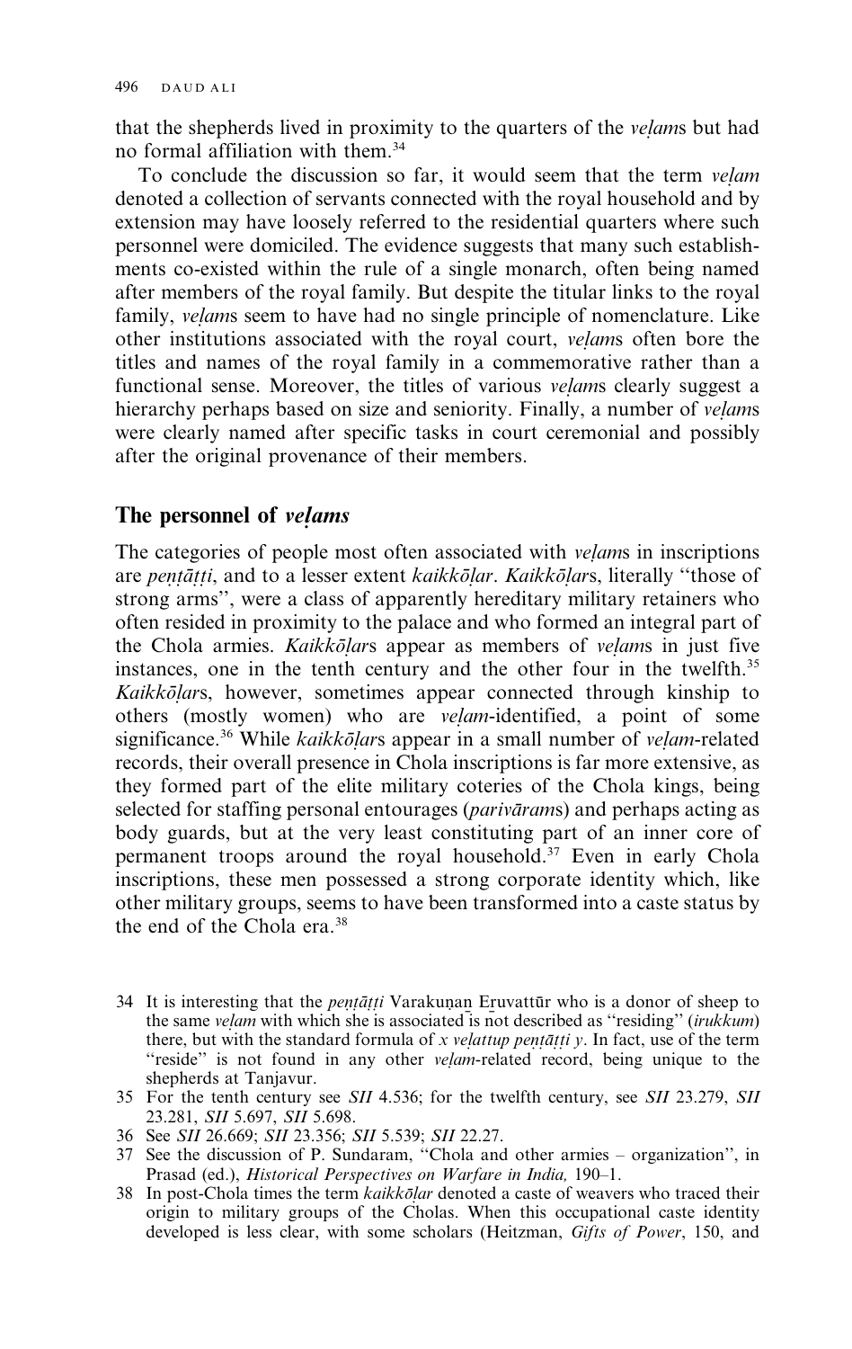that the shepherds lived in proximity to the quarters of the *veḷam*s but had no formal affiliation with them.[34]

To conclude the discussion so far, it would seem that the term *veḷam* denoted a collection of servants connected with the royal household and by extension may have loosely referred to the residential quarters where such personnel were domiciled. The evidence suggests that many such establishments co-existed within the rule of a single monarch, often being named after members of the royal family. But despite the titular links to the royal family, *veḷam*s seem to have had no single principle of nomenclature. Like other institutions associated with the royal court, *veḷam*s often bore the titles and names of the royal family in a commemorative rather than a functional sense. Moreover, the titles of various *veḷam*s clearly suggest a hierarchy perhaps based on size and seniority. Finally, a number of *veḷam*s were clearly named after specific tasks in court ceremonial and possibly after the original provenance of their members.

## The personnel of *veḷams*

The categories of people most often associated with *veḷam*s in inscriptions are *peṇṭāṭṭi*, and to a lesser extent *kaikkōḷar*. *Kaikkōḷar*s, literally "those of strong arms", were a class of apparently hereditary military retainers who often resided in proximity to the palace and who formed an integral part of the Chola armies. *Kaikkōḷar*s appear as members of *veḷam*s in just five instances, one in the tenth century and the other four in the twelfth.[35] *Kaikkōḷar*s, however, sometimes appear connected through kinship to others (mostly women) who are *veḷam*-identified, a point of some significance.[36] While *kaikkōḷar*s appear in a small number of *veḷam*-related records, their overall presence in Chola inscriptions is far more extensive, as they formed part of the elite military coteries of the Chola kings, being selected for staffing personal entourages (*parivāram*s) and perhaps acting as body guards, but at the very least constituting part of an inner core of permanent troops around the royal household.[37] Even in early Chola inscriptions, these men possessed a strong corporate identity which, like other military groups, seems to have been transformed into a caste status by the end of the Chola era.[38]

34 It is interesting that the *peṇṭāṭṭi* Varakuṉaṉ Eṟuvattūr who is a donor of sheep to the same *veḷam* with which she is associated is not described as "residing" (*irukkum*) there, but with the standard formula of *x veḷattup peṇṭāṭṭi y*. In fact, use of the term "reside" is not found in any other *veḷam*-related record, being unique to the shepherds at Tanjavur.

35 For the tenth century see *SII* 4.536; for the twelfth century, see *SII* 23.279, *SII* 23.281, *SII* 5.697, *SII* 5.698.

36 See *SII* 26.669; *SII* 23.356; *SII* 5.539; *SII* 22.27.

37 See the discussion of P. Sundaram, "Chola and other armies – organization", in Prasad (ed.), *Historical Perspectives on Warfare in India,* 190–1.

38 In post-Chola times the term *kaikkōḷar* denoted a caste of weavers who traced their origin to military groups of the Cholas. When this occupational caste identity developed is less clear, with some scholars (Heitzman, *Gifts of Power*, 150, and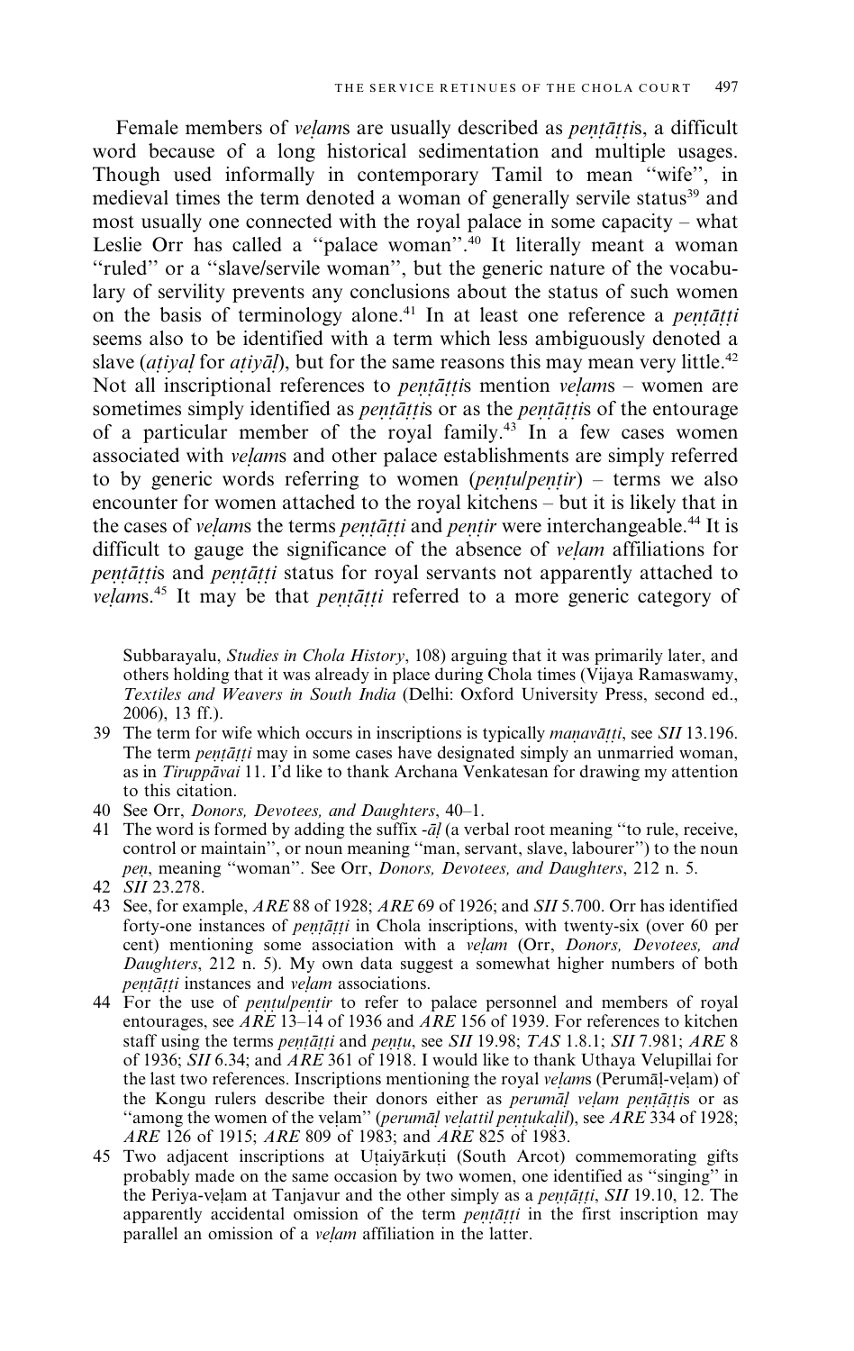Female members of *veḷam*s are usually described as *peṇṭāṭṭi*s, a difficult word because of a long historical sedimentation and multiple usages. Though used informally in contemporary Tamil to mean "wife", in medieval times the term denoted a woman of generally servile status[39] and most usually one connected with the royal palace in some capacity – what Leslie Orr has called a "palace woman".[40] It literally meant a woman "ruled" or a "slave/servile woman", but the generic nature of the vocabulary of servility prevents any conclusions about the status of such women on the basis of terminology alone.[41] In at least one reference a *peṇṭāṭṭi* seems also to be identified with a term which less ambiguously denoted a slave (*aṭiyaḷ* for *aṭiyāḷ*), but for the same reasons this may mean very little.[42] Not all inscriptional references to *peṇṭāṭṭi*s mention *veḷam*s – women are sometimes simply identified as *peṇṭāṭṭi*s or as the *peṇṭāṭṭi*s of the entourage of a particular member of the royal family.[43] In a few cases women associated with *veḷam*s and other palace establishments are simply referred to by generic words referring to women (*peṇṭu*/*peṇṭir*) – terms we also encounter for women attached to the royal kitchens – but it is likely that in the cases of *veḷam*s the terms *peṇṭāṭṭi* and *peṇṭir* were interchangeable.[44] It is difficult to gauge the significance of the absence of *veḷam* affiliations for *peṇṭāṭṭi*s and *peṇṭāṭṭi* status for royal servants not apparently attached to *veḷam*s.[45] It may be that *peṇṭāṭṭi* referred to a more generic category of

Subbarayalu, *Studies in Chola History*, 108) arguing that it was primarily later, and others holding that it was already in place during Chola times (Vijaya Ramaswamy, *Textiles and Weavers in South India* (Delhi: Oxford University Press, second ed., 2006), 13 ff.).

39 The term for wife which occurs in inscriptions is typically *maṇavāṭṭi*, see *SII* 13.196. The term *peṇṭāṭṭi* may in some cases have designated simply an unmarried woman, as in *Tiruppāvai* 11. I'd like to thank Archana Venkatesan for drawing my attention to this citation.

40 See Orr, *Donors, Devotees, and Daughters*, 40–1.

41 The word is formed by adding the suffix *-āḷ* (a verbal root meaning "to rule, receive, control or maintain", or noun meaning "man, servant, slave, labourer") to the noun *peṇ*, meaning "woman". See Orr, *Donors, Devotees, and Daughters*, 212 n. 5.

42 *SII* 23.278.

43 See, for example, *ARE* 88 of 1928; *ARE* 69 of 1926; and *SII* 5.700. Orr has identified forty-one instances of *peṇṭāṭṭi* in Chola inscriptions, with twenty-six (over 60 per cent) mentioning some association with a *veḷam* (Orr, *Donors, Devotees, and Daughters*, 212 n. 5). My own data suggest a somewhat higher numbers of both *peṇṭāṭṭi* instances and *veḷam* associations.

44 For the use of *peṇṭu*/*peṇṭir* to refer to palace personnel and members of royal entourages, see *ARE* 13–14 of 1936 and *ARE* 156 of 1939. For references to kitchen staff using the terms *peṇṭāṭṭi* and *peṇṭu*, see *SII* 19.98; *TAS* 1.8.1; *SII* 7.981; *ARE* 8 of 1936; *SII* 6.34; and *ARE* 361 of 1918. I would like to thank Uthaya Velupillai for the last two references. Inscriptions mentioning the royal *veḷam*s (Perumāḷ-veḷam) of the Kongu rulers describe their donors either as *perumāḷ veḷam peṇṭāṭṭi*s or as "among the women of the veḷam" (*perumāḷ veḷattil peṇṭukaḷil*), see *ARE* 334 of 1928; *ARE* 126 of 1915; *ARE* 809 of 1983; and *ARE* 825 of 1983.

45 Two adjacent inscriptions at Uṭaiyārkuṭi (South Arcot) commemorating gifts probably made on the same occasion by two women, one identified as "singing" in the Periya-veḷam at Tanjavur and the other simply as a *peṇṭāṭṭi*, *SII* 19.10, 12. The apparently accidental omission of the term *peṇṭāṭṭi* in the first inscription may parallel an omission of a *veḷam* affiliation in the latter.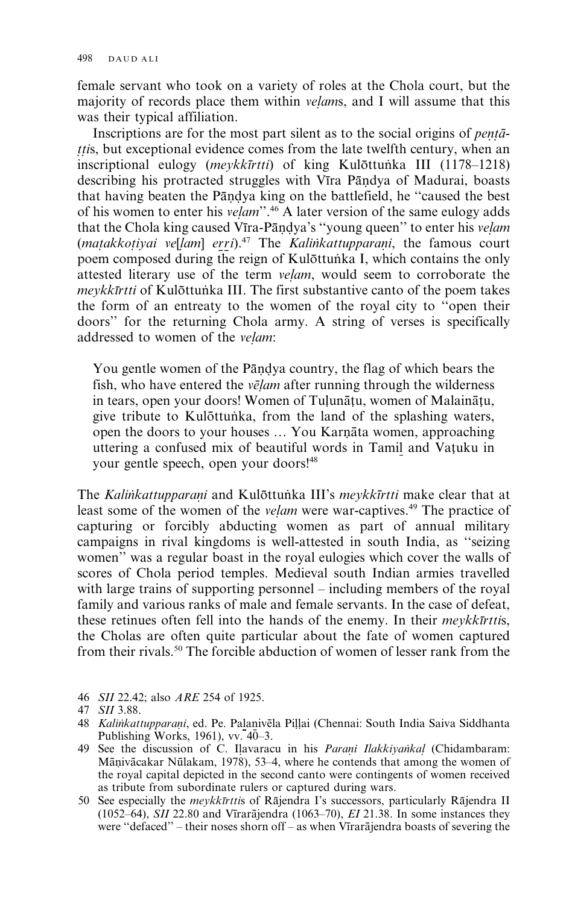female servant who took on a variety of roles at the Chola court, but the majority of records place them within *veḷam*s, and I will assume that this was their typical affiliation.

Inscriptions are for the most part silent as to the social origins of *peṇṭāṭṭi*s, but exceptional evidence comes from the late twelfth century, when an inscriptional eulogy (*meykkīrtti*) of king Kulōttuṅka III (1178–1218) describing his protracted struggles with Vīra Pāṇḍya of Madurai, boasts that having beaten the Pāṇḍya king on the battlefield, he "caused the best of his women to enter his *veḷam*".[46] A later version of the same eulogy adds that the Chola king caused Vīra-Pāṇḍya's "young queen" to enter his *veḷam* (*maṭakkoṭiyai ve[ḷam] eṟṟi*).[47] The *Kaliṅkattupparaṇi*, the famous court poem composed during the reign of Kulōttuṅka I, which contains the only attested literary use of the term *veḷam*, would seem to corroborate the *meykkīrtti* of Kulōttuṅka III. The first substantive canto of the poem takes the form of an entreaty to the women of the royal city to "open their doors" for the returning Chola army. A string of verses is specifically addressed to women of the *veḷam*:

> You gentle women of the Pāṇḍya country, the flag of which bears the fish, who have entered the *vēḷam* after running through the wilderness in tears, open your doors! Women of Tuḷunāṭu, women of Malaināṭu, give tribute to Kulōttuṅka, from the land of the splashing waters, open the doors to your houses … You Karṇāta women, approaching uttering a confused mix of beautiful words in Tamiḻ and Vaṭuku in your gentle speech, open your doors![48]

The *Kaliṅkattupparaṇi* and Kulōttuṅka III's *meykkīrtti* make clear that at least some of the women of the *veḷam* were war-captives.[49] The practice of capturing or forcibly abducting women as part of annual military campaigns in rival kingdoms is well-attested in south India, as "seizing women" was a regular boast in the royal eulogies which cover the walls of scores of Chola period temples. Medieval south Indian armies travelled with large trains of supporting personnel – including members of the royal family and various ranks of male and female servants. In the case of defeat, these retinues often fell into the hands of the enemy. In their *meykkīrtti*s, the Cholas are often quite particular about the fate of women captured from their rivals.[50] The forcible abduction of women of lesser rank from the

46 *SII* 22.42; also *ARE* 254 of 1925.

47 *SII* 3.88.

48 *Kaliṅkattupparaṇi*, ed. Pe. Paḻanivēla Piḷḷai (Chennai: South India Saiva Siddhanta Publishing Works, 1961), vv. 40–3.

49 See the discussion of C. Iḷavaracu in his *Paraṇi Ilakkiyaṅkaḷ* (Chidambaram: Māṇivācakar Nūlakam, 1978), 53–4, where he contends that among the women of the royal capital depicted in the second canto were contingents of women received as tribute from subordinate rulers or captured during wars.

50 See especially the *meykkīrtti*s of Rājendra I's successors, particularly Rājendra II (1052–64), *SII* 22.80 and Vīrarājendra (1063–70), *EI* 21.38. In some instances they were "defaced" – their noses shorn off – as when Vīrarājendra boasts of severing the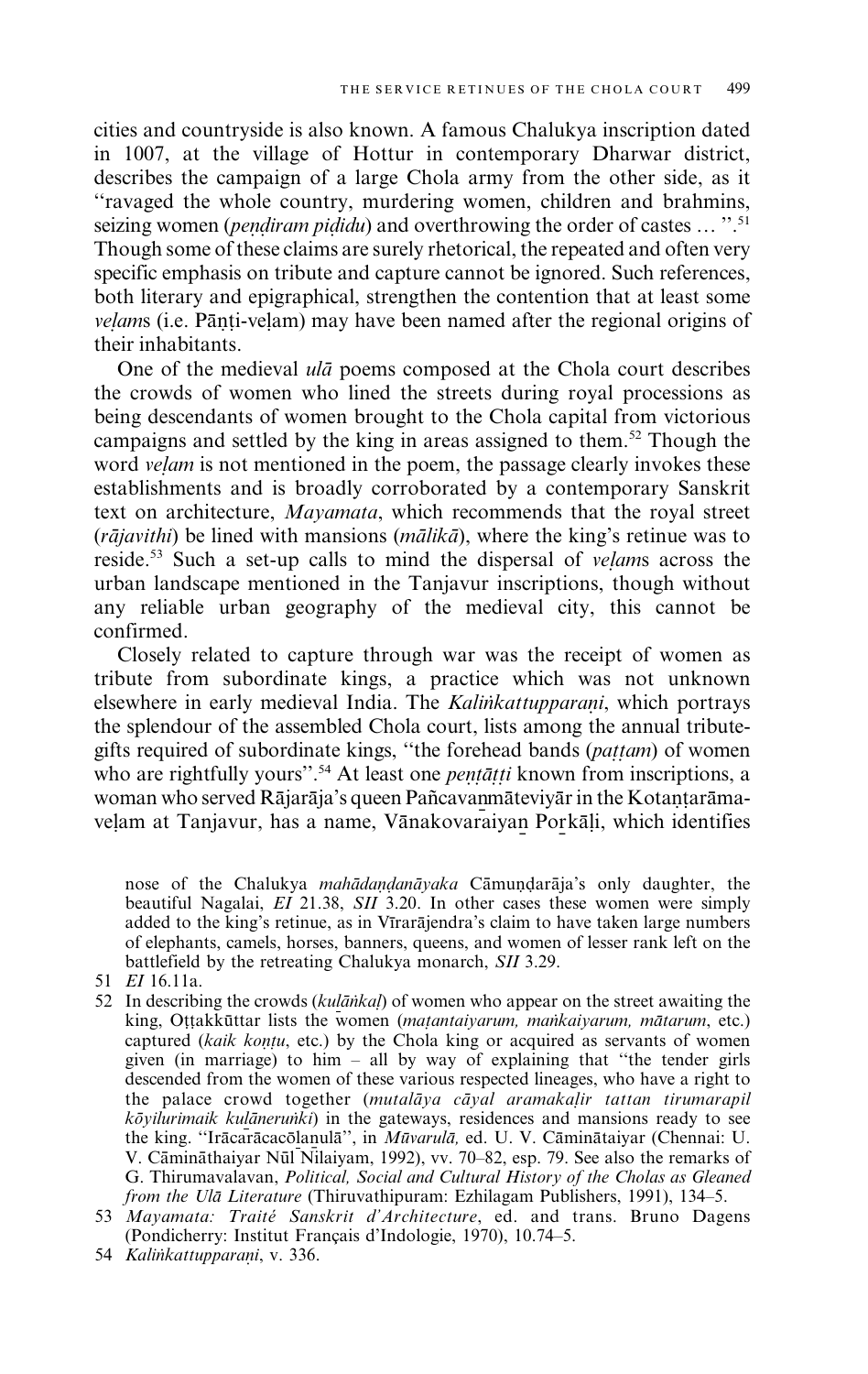cities and countryside is also known. A famous Chalukya inscription dated in 1007, at the village of Hottur in contemporary Dharwar district, describes the campaign of a large Chola army from the other side, as it "ravaged the whole country, murdering women, children and brahmins, seizing women (*peṇḍiram piḍidu*) and overthrowing the order of castes ... ".[51] Though some of these claims are surely rhetorical, the repeated and often very specific emphasis on tribute and capture cannot be ignored. Such references, both literary and epigraphical, strengthen the contention that at least some *veḷam*s (i.e. Pāṇṭi-veḷam) may have been named after the regional origins of their inhabitants.

One of the medieval *ulā* poems composed at the Chola court describes the crowds of women who lined the streets during royal processions as being descendants of women brought to the Chola capital from victorious campaigns and settled by the king in areas assigned to them.[52] Though the word *veḷam* is not mentioned in the poem, the passage clearly invokes these establishments and is broadly corroborated by a contemporary Sanskrit text on architecture, *Mayamata*, which recommends that the royal street (*rājavithi*) be lined with mansions (*mālikā*), where the king's retinue was to reside.[53] Such a set-up calls to mind the dispersal of *veḷam*s across the urban landscape mentioned in the Tanjavur inscriptions, though without any reliable urban geography of the medieval city, this cannot be confirmed.

Closely related to capture through war was the receipt of women as tribute from subordinate kings, a practice which was not unknown elsewhere in early medieval India. The *Kaliṅkattupparaṇi*, which portrays the splendour of the assembled Chola court, lists among the annual tribute-gifts required of subordinate kings, "the forehead bands (*paṭṭam*) of women who are rightfully yours".[54] At least one *peṇṭāṭṭi* known from inscriptions, a woman who served Rājarāja's queen Pañcavaṉmāteviyār in the Kotaṇṭarāma-veḷam at Tanjavur, has a name, Vānakovaraiyaṉ Poṟkāḷi, which identifies

nose of the Chalukya *mahādaṇḍanāyaka* Cāmuṇḍarāja's only daughter, the beautiful Nagalai, *EI* 21.38, *SII* 3.20. In other cases these women were simply added to the king's retinue, as in Vīrarājendra's claim to have taken large numbers of elephants, camels, horses, banners, queens, and women of lesser rank left on the battlefield by the retreating Chalukya monarch, *SII* 3.29.

51 *EI* 16.11a.

52 In describing the crowds (*kulāṅkaḷ*) of women who appear on the street awaiting the king, Oṭṭakkūttar lists the women (*maṭantaiyarum, maṅkaiyarum, mātarum*, etc.) captured (*kaik koṇṭu*, etc.) by the Chola king or acquired as servants of women given (in marriage) to him – all by way of explaining that "the tender girls descended from the women of these various respected lineages, who have a right to the palace crowd together (*mutalāya cāyal aramakaḷir tattan tirumarapil kōyilurimaik kulāneruṅki*) in the gateways, residences and mansions ready to see the king. "Irācarācacōḻaṉulā", in *Mūvarulā*, ed. U. V. Cāminātaiyar (Chennai: U. V. Cāmināthaiyar Nūl Nilaiyam, 1992), vv. 70–82, esp. 79. See also the remarks of G. Thirumavalavan, *Political, Social and Cultural History of the Cholas as Gleaned from the Ulā Literature* (Thiruvathipuram: Ezhilagam Publishers, 1991), 134–5.

53 *Mayamata: Traité Sanskrit d'Architecture*, ed. and trans. Bruno Dagens (Pondicherry: Institut Français d'Indologie, 1970), 10.74–5.

54 *Kaliṅkattupparaṇi*, v. 336.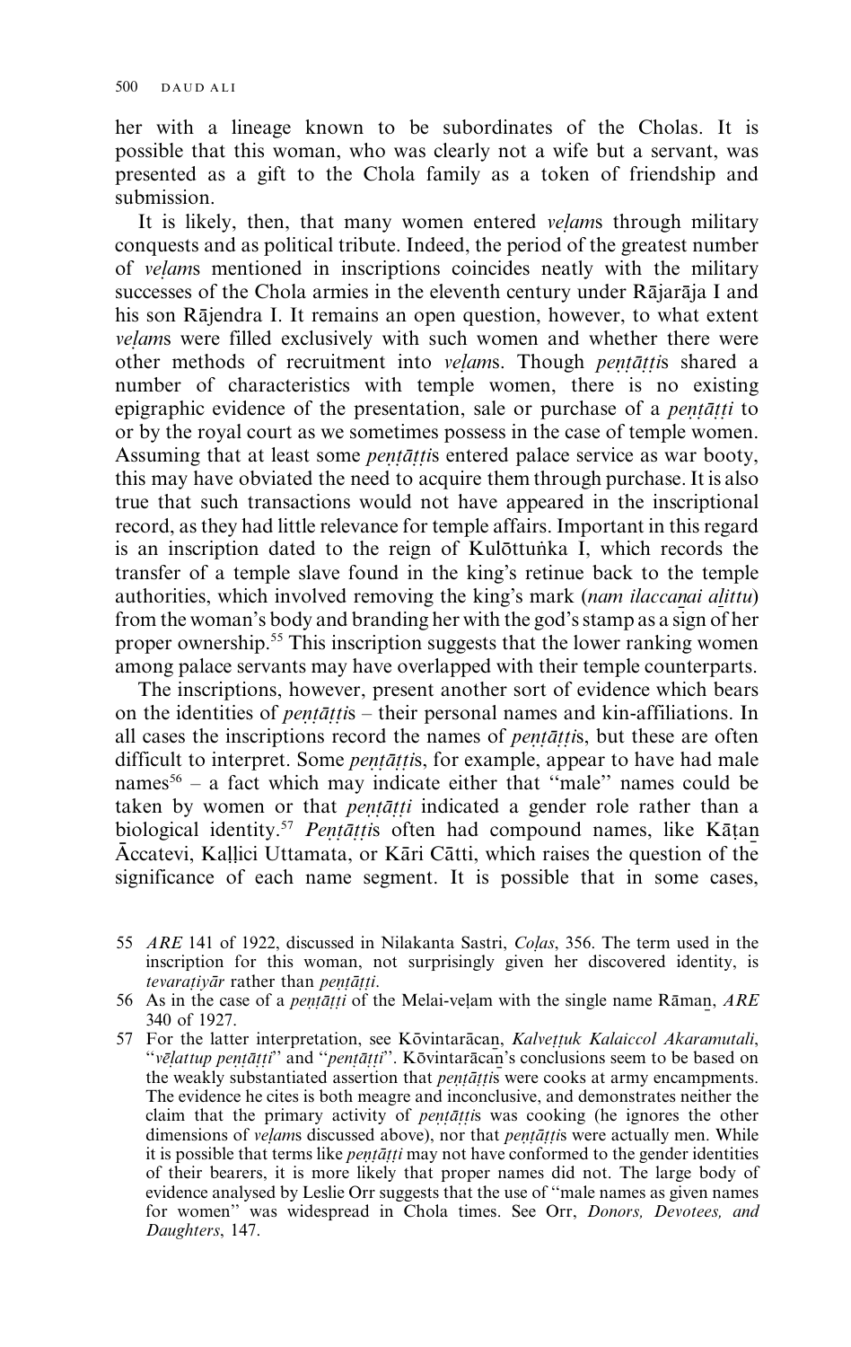her with a lineage known to be subordinates of the Cholas. It is possible that this woman, who was clearly not a wife but a servant, was presented as a gift to the Chola family as a token of friendship and submission.

It is likely, then, that many women entered *veḷam*s through military conquests and as political tribute. Indeed, the period of the greatest number of *veḷam*s mentioned in inscriptions coincides neatly with the military successes of the Chola armies in the eleventh century under Rājarāja I and his son Rājendra I. It remains an open question, however, to what extent *veḷam*s were filled exclusively with such women and whether there were other methods of recruitment into *veḷam*s. Though *peṇṭāṭṭi*s shared a number of characteristics with temple women, there is no existing epigraphic evidence of the presentation, sale or purchase of a *peṇṭāṭṭi* to or by the royal court as we sometimes possess in the case of temple women. Assuming that at least some *peṇṭāṭṭi*s entered palace service as war booty, this may have obviated the need to acquire them through purchase. It is also true that such transactions would not have appeared in the inscriptional record, as they had little relevance for temple affairs. Important in this regard is an inscription dated to the reign of Kulōttuṅka I, which records the transfer of a temple slave found in the king's retinue back to the temple authorities, which involved removing the king's mark (*nam ilaccaṉai aḻittu*) from the woman's body and branding her with the god's stamp as a sign of her proper ownership.[55] This inscription suggests that the lower ranking women among palace servants may have overlapped with their temple counterparts.

The inscriptions, however, present another sort of evidence which bears on the identities of *peṇṭāṭṭi*s – their personal names and kin-affiliations. In all cases the inscriptions record the names of *peṇṭāṭṭi*s, but these are often difficult to interpret. Some *peṇṭāṭṭi*s, for example, appear to have had male names[56] – a fact which may indicate either that "male" names could be taken by women or that *peṇṭāṭṭi* indicated a gender role rather than a biological identity.[57] *Peṇṭāṭṭi*s often had compound names, like Kāṭaṉ Āccatevi, Kaḷḷici Uttamata, or Kāri Cātti, which raises the question of the significance of each name segment. It is possible that in some cases,

55 *ARE* 141 of 1922, discussed in Nilakanta Sastri, *Coḷas*, 356. The term used in the inscription for this woman, not surprisingly given her discovered identity, is *tevaraṭiyār* rather than *peṇṭāṭṭi*.

56 As in the case of a *peṇṭāṭṭi* of the Melai-veḷam with the single name Rāmaṉ, *ARE* 340 of 1927.

57 For the latter interpretation, see Kōvintarācaṉ, *Kalveṭṭuk Kalaiccol Akaramutali*, "*vēḷattup peṇṭāṭṭi*" and "*peṇṭāṭṭi*". Kōvintarācaṉ's conclusions seem to be based on the weakly substantiated assertion that *peṇṭāṭṭi*s were cooks at army encampments. The evidence he cites is both meagre and inconclusive, and demonstrates neither the claim that the primary activity of *peṇṭāṭṭi*s was cooking (he ignores the other dimensions of *veḷam*s discussed above), nor that *peṇṭāṭṭi*s were actually men. While it is possible that terms like *peṇṭāṭṭi* may not have conformed to the gender identities of their bearers, it is more likely that proper names did not. The large body of evidence analysed by Leslie Orr suggests that the use of "male names as given names for women" was widespread in Chola times. See Orr, *Donors, Devotees, and Daughters*, 147.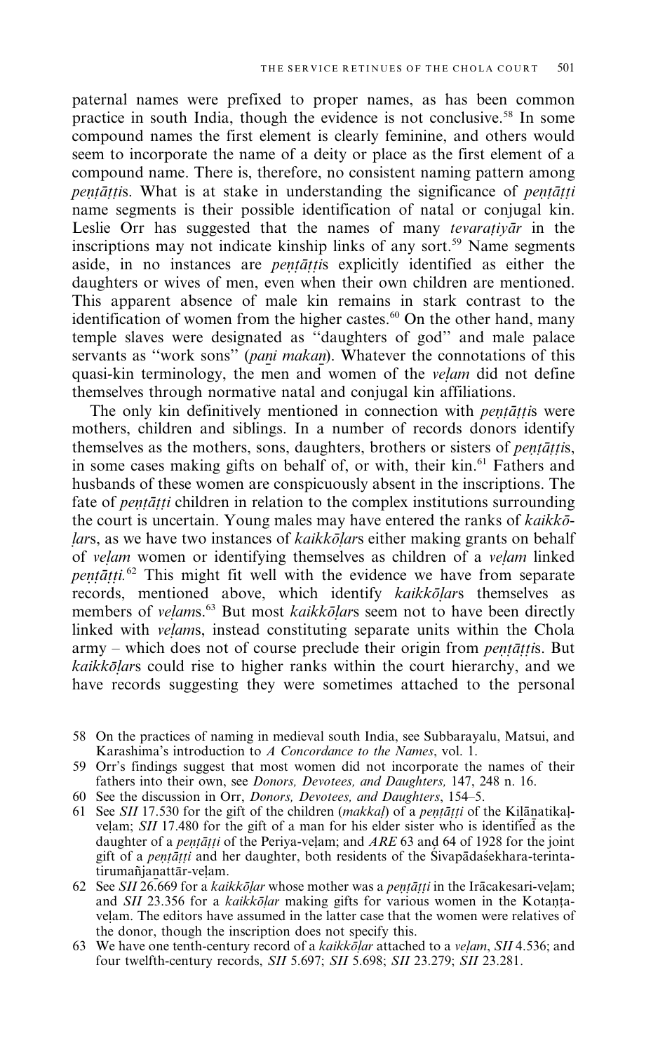paternal names were prefixed to proper names, as has been common practice in south India, though the evidence is not conclusive.[58] In some compound names the first element is clearly feminine, and others would seem to incorporate the name of a deity or place as the first element of a compound name. There is, therefore, no consistent naming pattern among *peṇṭāṭṭi*s. What is at stake in understanding the significance of *peṇṭāṭṭi* name segments is their possible identification of natal or conjugal kin. Leslie Orr has suggested that the names of many *tevaraṭiyār* in the inscriptions may not indicate kinship links of any sort.[59] Name segments aside, in no instances are *peṇṭāṭṭi*s explicitly identified as either the daughters or wives of men, even when their own children are mentioned. This apparent absence of male kin remains in stark contrast to the identification of women from the higher castes.[60] On the other hand, many temple slaves were designated as ''daughters of god'' and male palace servants as ''work sons'' (*paṉi makaṉ*). Whatever the connotations of this quasi-kin terminology, the men and women of the *veḷam* did not define themselves through normative natal and conjugal kin affiliations.

The only kin definitively mentioned in connection with *peṇṭāṭṭi*s were mothers, children and siblings. In a number of records donors identify themselves as the mothers, sons, daughters, brothers or sisters of *peṇṭāṭṭi*s, in some cases making gifts on behalf of, or with, their kin.[61] Fathers and husbands of these women are conspicuously absent in the inscriptions. The fate of *peṇṭāṭṭi* children in relation to the complex institutions surrounding the court is uncertain. Young males may have entered the ranks of *kaikkōḷar*s, as we have two instances of *kaikkōḷar*s either making grants on behalf of *veḷam* women or identifying themselves as children of a *veḷam* linked *peṇṭāṭṭi*.[62] This might fit well with the evidence we have from separate records, mentioned above, which identify *kaikkōḷar*s themselves as members of *veḷam*s.[63] But most *kaikkōḷar*s seem not to have been directly linked with *veḷam*s, instead constituting separate units within the Chola army – which does not of course preclude their origin from *peṇṭāṭṭi*s. But *kaikkōḷar*s could rise to higher ranks within the court hierarchy, and we have records suggesting they were sometimes attached to the personal

58 On the practices of naming in medieval south India, see Subbarayalu, Matsui, and Karashima's introduction to *A Concordance to the Names*, vol. 1.

59 Orr's findings suggest that most women did not incorporate the names of their fathers into their own, see *Donors, Devotees, and Daughters,* 147, 248 n. 16.

60 See the discussion in Orr, *Donors, Devotees, and Daughters*, 154–5.

61 See *SII* 17.530 for the gift of the children (*makkaḷ*) of a *peṇṭāṭṭi* of the Kilāṉatikaḷ-veḷam; *SII* 17.480 for the gift of a man for his elder sister who is identified as the daughter of a *peṇṭāṭṭi* of the Periya-veḷam; and *ARE* 63 and 64 of 1928 for the joint gift of a *peṇṭāṭṭi* and her daughter, both residents of the Śivapādaśekhara-terintatirumañjaṉattār-veḷam.

62 See *SII* 26.669 for a *kaikkōḷar* whose mother was a *peṇṭāṭṭi* in the Irācakesari-veḷam; and *SII* 23.356 for a *kaikkōḷar* making gifts for various women in the Kotaṇṭa-veḷam. The editors have assumed in the latter case that the women were relatives of the donor, though the inscription does not specify this.

63 We have one tenth-century record of a *kaikkōḷar* attached to a *veḷam*, *SII* 4.536; and four twelfth-century records, *SII* 5.697; *SII* 5.698; *SII* 23.279; *SII* 23.281.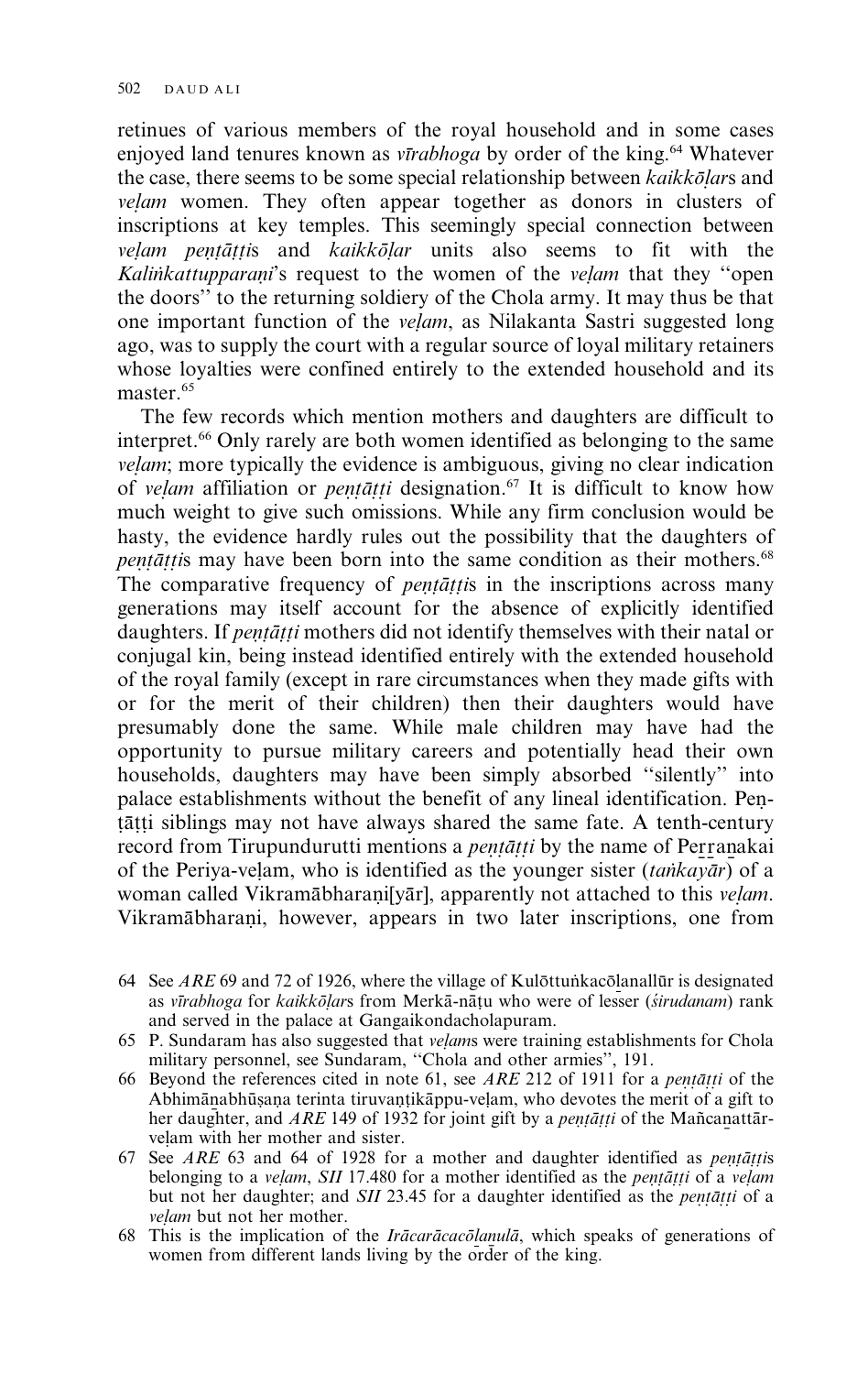retinues of various members of the royal household and in some cases enjoyed land tenures known as *vīrabhoga* by order of the king.[64] Whatever the case, there seems to be some special relationship between *kaikkōḷar*s and *veḷam* women. They often appear together as donors in clusters of inscriptions at key temples. This seemingly special connection between *veḷam peṇṭāṭṭi*s and *kaikkōḷar* units also seems to fit with the *Kaliṅkattupparaṇi*'s request to the women of the *veḷam* that they "open the doors" to the returning soldiery of the Chola army. It may thus be that one important function of the *veḷam*, as Nilakanta Sastri suggested long ago, was to supply the court with a regular source of loyal military retainers whose loyalties were confined entirely to the extended household and its master.[65]

The few records which mention mothers and daughters are difficult to interpret.[66] Only rarely are both women identified as belonging to the same *veḷam*; more typically the evidence is ambiguous, giving no clear indication of *veḷam* affiliation or *peṇṭāṭṭi* designation.[67] It is difficult to know how much weight to give such omissions. While any firm conclusion would be hasty, the evidence hardly rules out the possibility that the daughters of *peṇṭāṭṭi*s may have been born into the same condition as their mothers.[68] The comparative frequency of *peṇṭāṭṭi*s in the inscriptions across many generations may itself account for the absence of explicitly identified daughters. If *peṇṭāṭṭi* mothers did not identify themselves with their natal or conjugal kin, being instead identified entirely with the extended household of the royal family (except in rare circumstances when they made gifts with or for the merit of their children) then their daughters would have presumably done the same. While male children may have had the opportunity to pursue military careers and potentially head their own households, daughters may have been simply absorbed "silently" into palace establishments without the benefit of any lineal identification. Peṇṭāṭṭi siblings may not have always shared the same fate. A tenth-century record from Tirupundurutti mentions a *peṇṭāṭṭi* by the name of Peṟṟanakai of the Periya-veḷam, who is identified as the younger sister (*taṅkayār*) of a woman called Vikramābharaṇi[yār], apparently not attached to this *veḷam*. Vikramābharaṇi, however, appears in two later inscriptions, one from

64 See *ARE* 69 and 72 of 1926, where the village of Kulōttuṅkacōḻanallūr is designated as *vīrabhoga* for *kaikkōḷar*s from Merkā-nāṭu who were of lesser (*śirudanam*) rank and served in the palace at Gangaikondacholapuram.

65 P. Sundaram has also suggested that *veḷam*s were training establishments for Chola military personnel, see Sundaram, "Chola and other armies", 191.

66 Beyond the references cited in note 61, see *ARE* 212 of 1911 for a *peṇṭāṭṭi* of the Abhimānabhūṣaṇa terinta tiruvaṇṭikāppu-veḷam, who devotes the merit of a gift to her daughter, and *ARE* 149 of 1932 for joint gift by a *peṇṭāṭṭi* of the Mañcanattār-veḷam with her mother and sister.

67 See *ARE* 63 and 64 of 1928 for a mother and daughter identified as *peṇṭāṭṭi*s belonging to a *veḷam*, *SII* 17.480 for a mother identified as the *peṇṭāṭṭi* of a *veḷam* but not her daughter; and *SII* 23.45 for a daughter identified as the *peṇṭāṭṭi* of a *veḷam* but not her mother.

68 This is the implication of the *Irācarācacōḻanulā*, which speaks of generations of women from different lands living by the order of the king.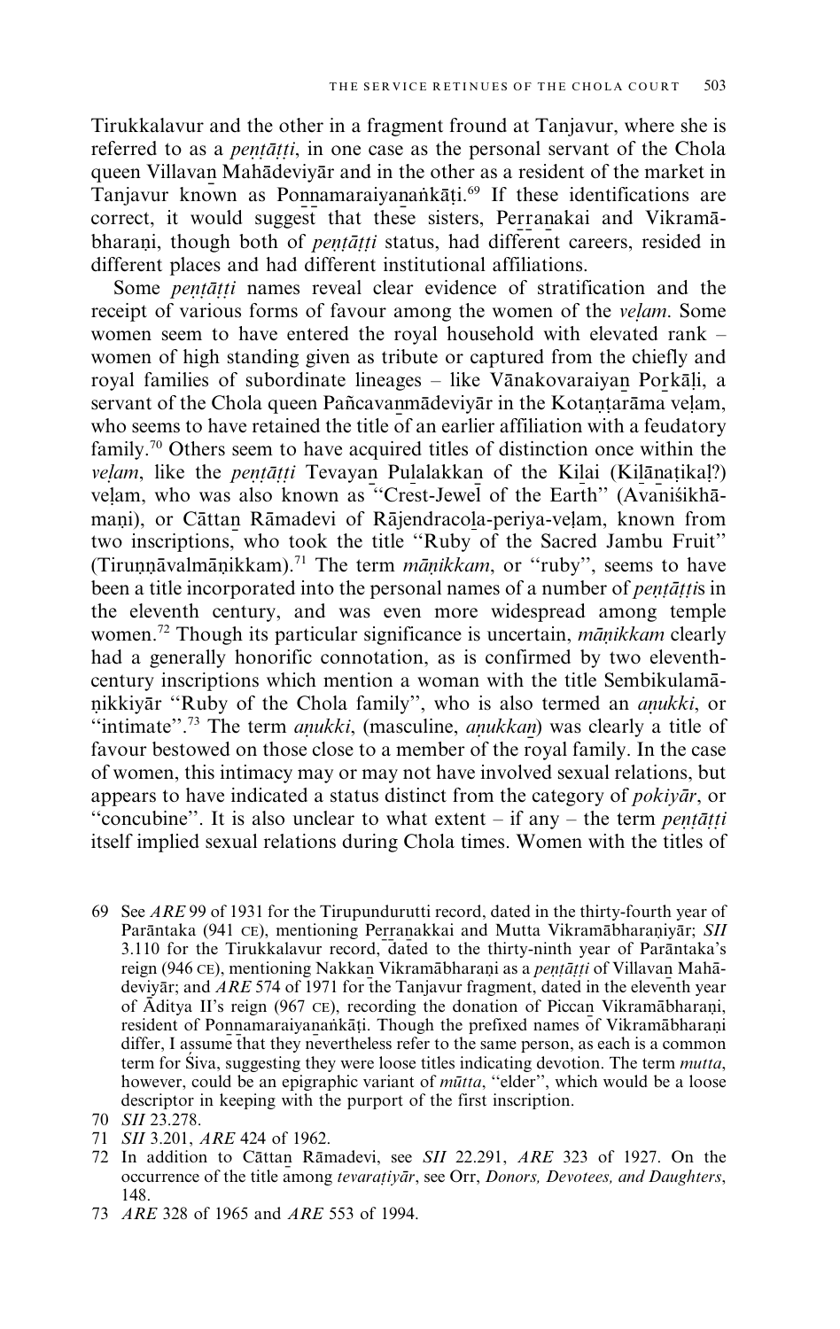Tirukkalavur and the other in a fragment fround at Tanjavur, where she is referred to as a *peṇṭāṭṭi*, in one case as the personal servant of the Chola queen Villavaṉ Mahādeviyār and in the other as a resident of the market in Tanjavur known as Poṉṉamaraiyaṉaṅkāṭi.[69] If these identifications are correct, it would suggest that these sisters, Peṟṟaṉakai and Vikramābharaṇi, though both of *peṇṭāṭṭi* status, had different careers, resided in different places and had different institutional affiliations.

Some *peṇṭāṭṭi* names reveal clear evidence of stratification and the receipt of various forms of favour among the women of the *veḷam*. Some women seem to have entered the royal household with elevated rank – women of high standing given as tribute or captured from the chiefly and royal families of subordinate lineages – like Vāṉakovaraiyaṉ Poṟkāḷi, a servant of the Chola queen Pañcavaṉmādeviyār in the Kotaṇṭarāma veḷam, who seems to have retained the title of an earlier affiliation with a feudatory family.[70] Others seem to have acquired titles of distinction once within the *veḷam*, like the *peṇṭāṭṭi* Tevayaṉ Puḷalakkaṉ of the Kiḷai (Kiḷāṉaṭikaḷ?) veḷam, who was also known as "Crest-Jewel of the Earth" (Avaniśikhāmaṇi), or Cāttaṉ Rāmadevi of Rājendracoḷa-periya-veḷam, known from two inscriptions, who took the title "Ruby of the Sacred Jambu Fruit" (Tiruṉṉāvalmāṇikkam).[71] The term *māṇikkam*, or "ruby", seems to have been a title incorporated into the personal names of a number of *peṇṭāṭṭi*s in the eleventh century, and was even more widespread among temple women.[72] Though its particular significance is uncertain, *māṇikkam* clearly had a generally honorific connotation, as is confirmed by two eleventh-century inscriptions which mention a woman with the title Sembikulamāṇikkiyār "Ruby of the Chola family", who is also termed an *aṇukki*, or "intimate".[73] The term *aṇukki*, (masculine, *aṇukkaṉ*) was clearly a title of favour bestowed on those close to a member of the royal family. In the case of women, this intimacy may or may not have involved sexual relations, but appears to have indicated a status distinct from the category of *pokiyār*, or "concubine". It is also unclear to what extent – if any – the term *peṇṭāṭṭi* itself implied sexual relations during Chola times. Women with the titles of

69 See *ARE* 99 of 1931 for the Tirupundurutti record, dated in the thirty-fourth year of Parāntaka (941 CE), mentioning Peṟṟaṉakkai and Mutta Vikramābharaṇiyār; *SII* 3.110 for the Tirukkalavur record, dated to the thirty-ninth year of Parāntaka's reign (946 CE), mentioning Nakkaṉ Vikramābharaṇi as a *peṇṭāṭṭi* of Villavaṉ Mahādeviyār; and *ARE* 574 of 1971 for the Tanjavur fragment, dated in the eleventh year of Āditya II's reign (967 CE), recording the donation of Piccaṉ Vikramābharaṇi, resident of Poṉṉamaraiyaṉaṅkāṭi. Though the prefixed names of Vikramābharaṇi differ, I assume that they nevertheless refer to the same person, as each is a common term for Śiva, suggesting they were loose titles indicating devotion. The term *mutta*, however, could be an epigraphic variant of *mūtta*, "elder", which would be a loose descriptor in keeping with the purport of the first inscription.

70 *SII* 23.278.

71 *SII* 3.201, *ARE* 424 of 1962.

72 In addition to Cāttaṉ Rāmadevi, see *SII* 22.291, *ARE* 323 of 1927. On the occurrence of the title among *tevaraṭiyār*, see Orr, *Donors, Devotees, and Daughters*, 148.

73 *ARE* 328 of 1965 and *ARE* 553 of 1994.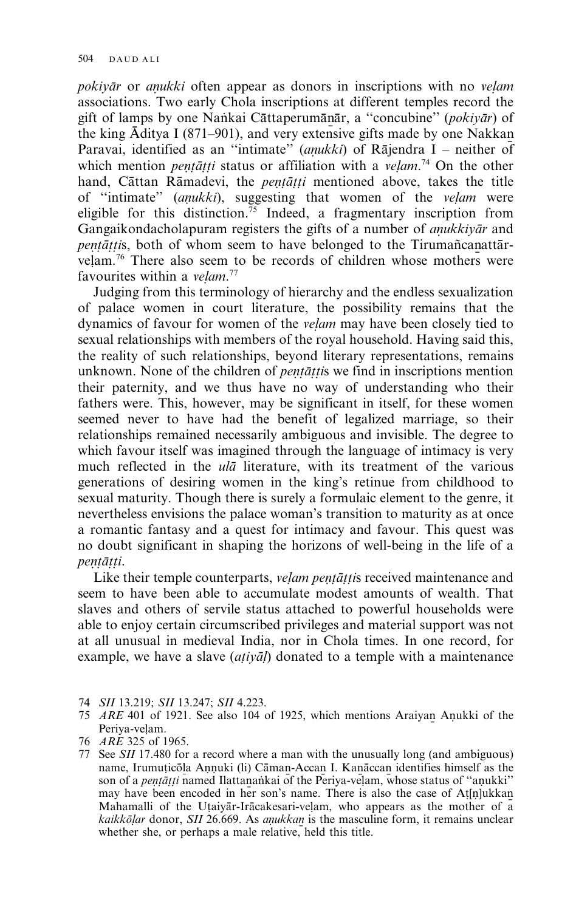*pokiyār* or *aṇukki* often appear as donors in inscriptions with no *veḷam* associations. Two early Chola inscriptions at different temples record the gift of lamps by one Naṅkai Cāttaperumāṉār, a "concubine" (*pokiyār*) of the king Āditya I (871–901), and very extensive gifts made by one Nakkaṉ Paravai, identified as an "intimate" (*aṇukki*) of Rājendra I – neither of which mention *peṇṭāṭṭi* status or affiliation with a *veḷam*.[74] On the other hand, Cāttan Rāmadevi, the *peṇṭāṭṭi* mentioned above, takes the title of "intimate" (*aṇukki*), suggesting that women of the *veḷam* were eligible for this distinction.[75] Indeed, a fragmentary inscription from Gangaikondacholapuram registers the gifts of a number of *aṇukkiyār* and *peṇṭāṭṭi*s, both of whom seem to have belonged to the Tirumañcaṉattār-veḷam.[76] There also seem to be records of children whose mothers were favourites within a *veḷam*.[77]

Judging from this terminology of hierarchy and the endless sexualization of palace women in court literature, the possibility remains that the dynamics of favour for women of the *veḷam* may have been closely tied to sexual relationships with members of the royal household. Having said this, the reality of such relationships, beyond literary representations, remains unknown. None of the children of *peṇṭāṭṭi*s we find in inscriptions mention their paternity, and we thus have no way of understanding who their fathers were. This, however, may be significant in itself, for these women seemed never to have had the benefit of legalized marriage, so their relationships remained necessarily ambiguous and invisible. The degree to which favour itself was imagined through the language of intimacy is very much reflected in the *ulā* literature, with its treatment of the various generations of desiring women in the king's retinue from childhood to sexual maturity. Though there is surely a formulaic element to the genre, it nevertheless envisions the palace woman's transition to maturity as at once a romantic fantasy and a quest for intimacy and favour. This quest was no doubt significant in shaping the horizons of well-being in the life of a *peṇṭāṭṭi*.

Like their temple counterparts, *veḷam peṇṭāṭṭi*s received maintenance and seem to have been able to accumulate modest amounts of wealth. That slaves and others of servile status attached to powerful households were able to enjoy certain circumscribed privileges and material support was not at all unusual in medieval India, nor in Chola times. In one record, for example, we have a slave (*aṭiyāḷ*) donated to a temple with a maintenance

74 *SII* 13.219; *SII* 13.247; *SII* 4.223.

75 *ARE* 401 of 1921. See also 104 of 1925, which mentions Araiyaṉ Aṇukki of the Periya-veḷam.

76 *ARE* 325 of 1965.

77 See *SII* 17.480 for a record where a man with the unusually long (and ambiguous) name, Irumuṭicōḷa Aṇṇuki (li) Cāmaṉ-Accaṉ I. Kaṉāccaṉ identifies himself as the son of a *peṇṭāṭṭi* named Ilattaṉaṅkai of the Periya-veḷam, whose status of "aṇukki" may have been encoded in her son's name. There is also the case of Aṭ[ṇ]ukkaṉ Mahamalli of the Uṭaiyār-Irācakesari-veḷam, who appears as the mother of a *kaikkōḷar* donor, *SII* 26.669. As *aṇukkaṉ* is the masculine form, it remains unclear whether she, or perhaps a male relative, held this title.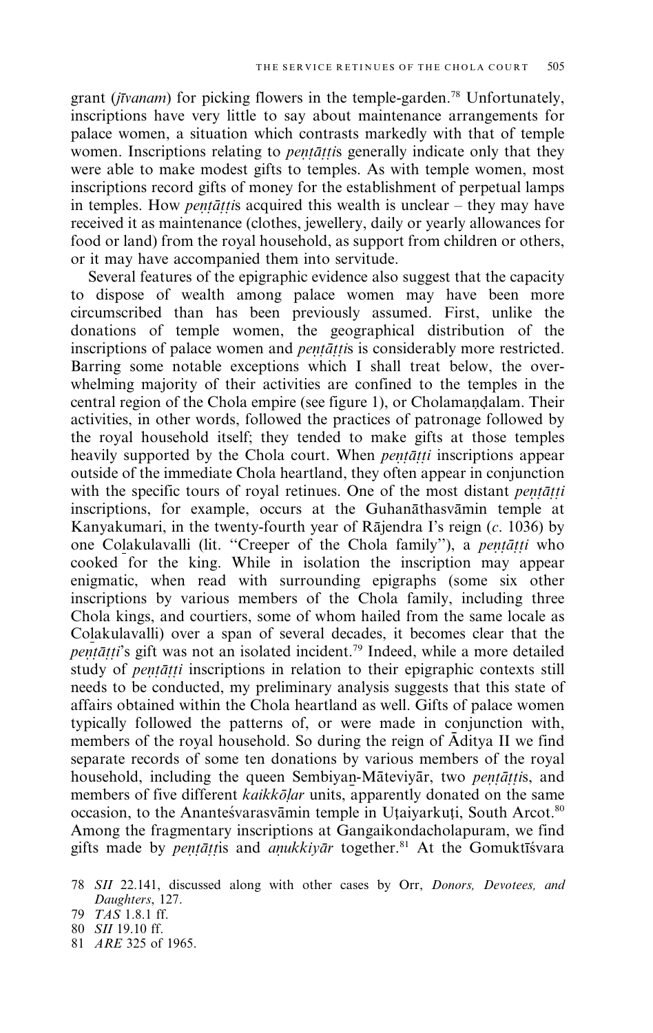grant (*jīvanam*) for picking flowers in the temple-garden.[78] Unfortunately, inscriptions have very little to say about maintenance arrangements for palace women, a situation which contrasts markedly with that of temple women. Inscriptions relating to *peṇṭāṭṭi*s generally indicate only that they were able to make modest gifts to temples. As with temple women, most inscriptions record gifts of money for the establishment of perpetual lamps in temples. How *peṇṭāṭṭi*s acquired this wealth is unclear – they may have received it as maintenance (clothes, jewellery, daily or yearly allowances for food or land) from the royal household, as support from children or others, or it may have accompanied them into servitude.

Several features of the epigraphic evidence also suggest that the capacity to dispose of wealth among palace women may have been more circumscribed than has been previously assumed. First, unlike the donations of temple women, the geographical distribution of the inscriptions of palace women and *peṇṭāṭṭi*s is considerably more restricted. Barring some notable exceptions which I shall treat below, the overwhelming majority of their activities are confined to the temples in the central region of the Chola empire (see figure 1), or Cholamaṇḍalam. Their activities, in other words, followed the practices of patronage followed by the royal household itself; they tended to make gifts at those temples heavily supported by the Chola court. When *peṇṭāṭṭi* inscriptions appear outside of the immediate Chola heartland, they often appear in conjunction with the specific tours of royal retinues. One of the most distant *peṇṭāṭṭi* inscriptions, for example, occurs at the Guhanāthasvāmin temple at Kanyakumari, in the twenty-fourth year of Rājendra I's reign (*c.* 1036) by one Co̱lakulavalli (lit. "Creeper of the Chola family"), a *peṇṭāṭṭi* who cooked for the king. While in isolation the inscription may appear enigmatic, when read with surrounding epigraphs (some six other inscriptions by various members of the Chola family, including three Chola kings, and courtiers, some of whom hailed from the same locale as Co̱lakulavalli) over a span of several decades, it becomes clear that the *peṇṭāṭṭi*'s gift was not an isolated incident.[79] Indeed, while a more detailed study of *peṇṭāṭṭi* inscriptions in relation to their epigraphic contexts still needs to be conducted, my preliminary analysis suggests that this state of affairs obtained within the Chola heartland as well. Gifts of palace women typically followed the patterns of, or were made in conjunction with, members of the royal household. So during the reign of Āditya II we find separate records of some ten donations by various members of the royal household, including the queen Sembiyaṉ-Māteviyār, two *peṇṭāṭṭi*s, and members of five different *kaikkōḻar* units, apparently donated on the same occasion, to the Anantesvarasvāmin temple in Uṭaiyarkuṭi, South Arcot.[80] Among the fragmentary inscriptions at Gangaikondacholapuram, we find gifts made by *peṇṭāṭṭi*s and *aṇukkiyār* together.[81] At the Gomuktīśvara

78 *SII* 22.141, discussed along with other cases by Orr, *Donors, Devotees, and Daughters*, 127.

79 *TAS* 1.8.1 ff.

80 *SII* 19.10 ff.

81 *ARE* 325 of 1965.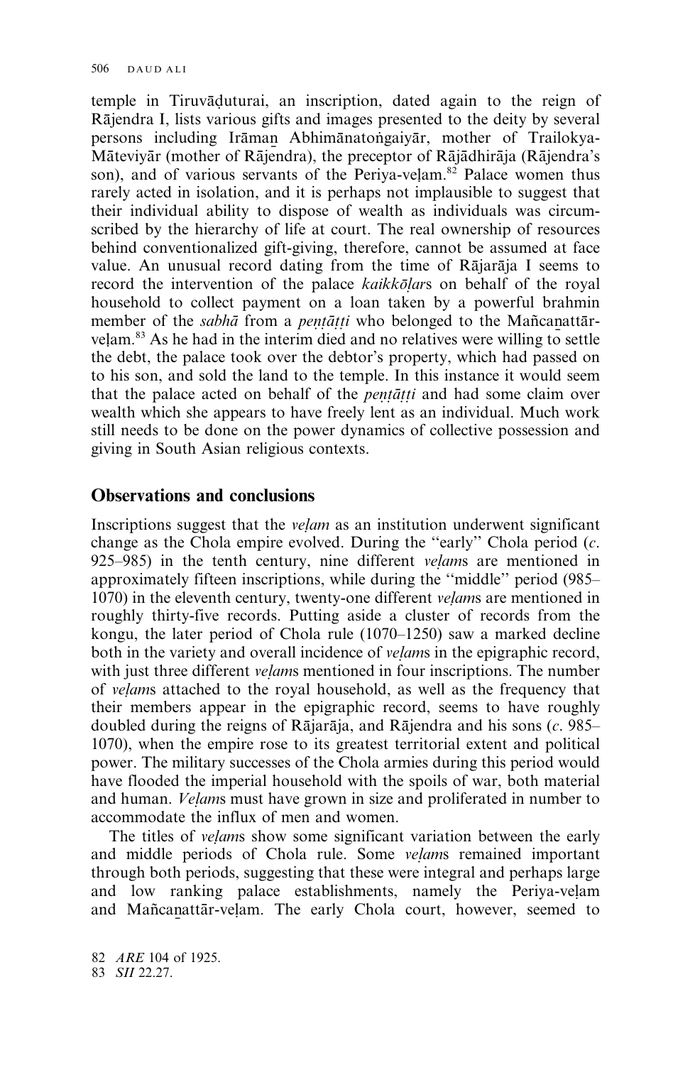temple in Tiruvāḍuturai, an inscription, dated again to the reign of Rājendra I, lists various gifts and images presented to the deity by several persons including Irāman Abhimānatoṅgaiyār, mother of Trailokya-Māteviyār (mother of Rājendra), the preceptor of Rājādhirāja (Rājendra's son), and of various servants of the Periya-veḷam.[82] Palace women thus rarely acted in isolation, and it is perhaps not implausible to suggest that their individual ability to dispose of wealth as individuals was circumscribed by the hierarchy of life at court. The real ownership of resources behind conventionalized gift-giving, therefore, cannot be assumed at face value. An unusual record dating from the time of Rājarāja I seems to record the intervention of the palace *kaikkōḷar*s on behalf of the royal household to collect payment on a loan taken by a powerful brahmin member of the *sabhā* from a *peṇṭāṭṭi* who belonged to the Mañcaṉattār-veḷam.[83] As he had in the interim died and no relatives were willing to settle the debt, the palace took over the debtor's property, which had passed on to his son, and sold the land to the temple. In this instance it would seem that the palace acted on behalf of the *peṇṭāṭṭi* and had some claim over wealth which she appears to have freely lent as an individual. Much work still needs to be done on the power dynamics of collective possession and giving in South Asian religious contexts.

## Observations and conclusions

Inscriptions suggest that the *veḷam* as an institution underwent significant change as the Chola empire evolved. During the "early" Chola period (*c.* 925–985) in the tenth century, nine different *veḷam*s are mentioned in approximately fifteen inscriptions, while during the "middle" period (985–1070) in the eleventh century, twenty-one different *veḷam*s are mentioned in roughly thirty-five records. Putting aside a cluster of records from the kongu, the later period of Chola rule (1070–1250) saw a marked decline both in the variety and overall incidence of *veḷam*s in the epigraphic record, with just three different *veḷam*s mentioned in four inscriptions. The number of *veḷam*s attached to the royal household, as well as the frequency that their members appear in the epigraphic record, seems to have roughly doubled during the reigns of Rājarāja, and Rājendra and his sons (*c.* 985–1070), when the empire rose to its greatest territorial extent and political power. The military successes of the Chola armies during this period would have flooded the imperial household with the spoils of war, both material and human. *Veḷam*s must have grown in size and proliferated in number to accommodate the influx of men and women.

The titles of *veḷam*s show some significant variation between the early and middle periods of Chola rule. Some *veḷam*s remained important through both periods, suggesting that these were integral and perhaps large and low ranking palace establishments, namely the Periya-veḷam and Mañcaṉattār-veḷam. The early Chola court, however, seemed to

82 *ARE* 104 of 1925.
83 *SII* 22.27.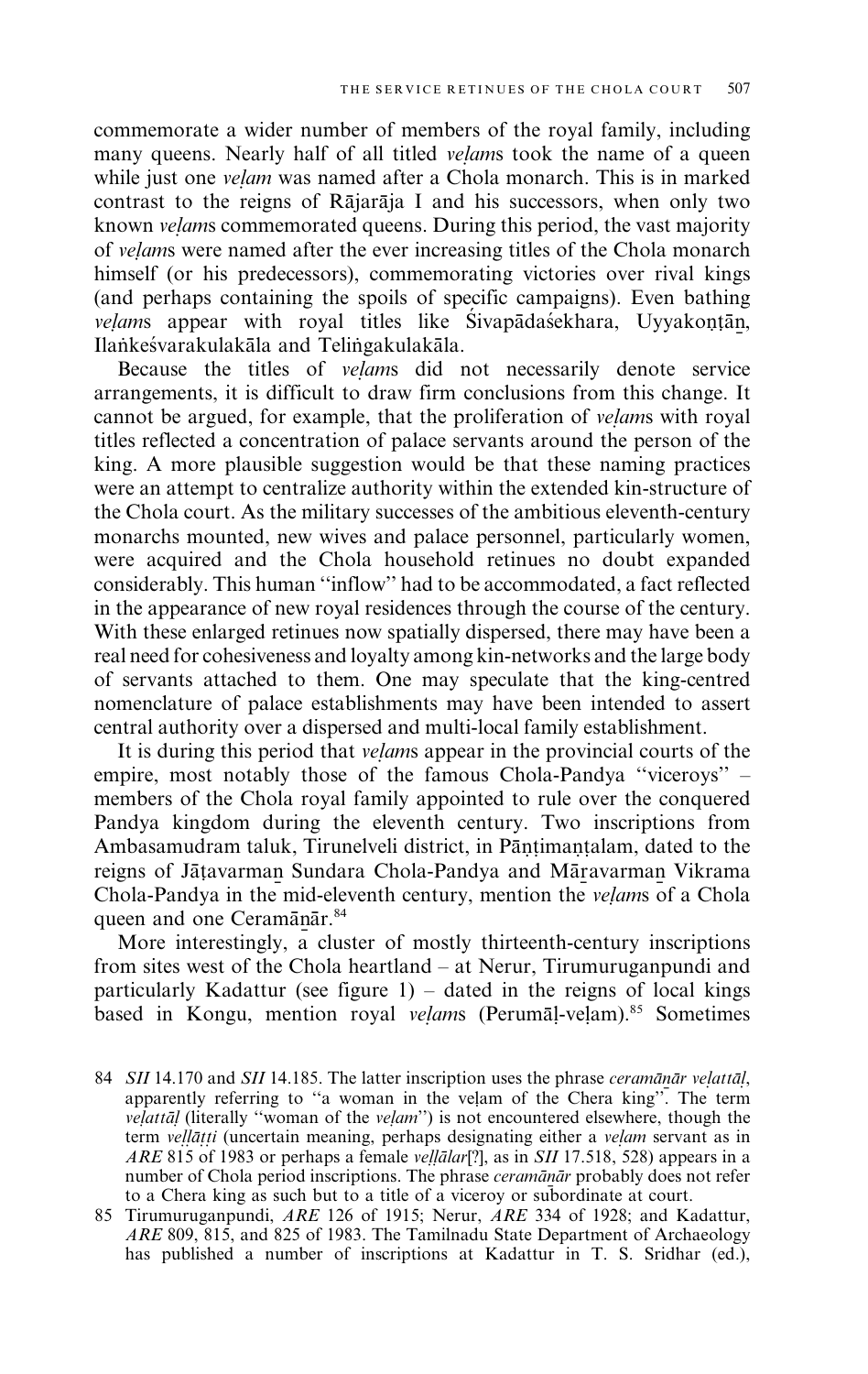commemorate a wider number of members of the royal family, including many queens. Nearly half of all titled *veḷam*s took the name of a queen while just one *veḷam* was named after a Chola monarch. This is in marked contrast to the reigns of Rājarāja I and his successors, when only two known *veḷam*s commemorated queens. During this period, the vast majority of *veḷam*s were named after the ever increasing titles of the Chola monarch himself (or his predecessors), commemorating victories over rival kings (and perhaps containing the spoils of specific campaigns). Even bathing *veḷam*s appear with royal titles like Śivapādaśekhara, Uyyakoṇṭāṉ, Ilaṅkeśvarakulakāla and Teliṅgakulakāla.

Because the titles of *veḷam*s did not necessarily denote service arrangements, it is difficult to draw firm conclusions from this change. It cannot be argued, for example, that the proliferation of *veḷam*s with royal titles reflected a concentration of palace servants around the person of the king. A more plausible suggestion would be that these naming practices were an attempt to centralize authority within the extended kin-structure of the Chola court. As the military successes of the ambitious eleventh-century monarchs mounted, new wives and palace personnel, particularly women, were acquired and the Chola household retinues no doubt expanded considerably. This human "inflow" had to be accommodated, a fact reflected in the appearance of new royal residences through the course of the century. With these enlarged retinues now spatially dispersed, there may have been a real need for cohesiveness and loyalty among kin-networks and the large body of servants attached to them. One may speculate that the king-centred nomenclature of palace establishments may have been intended to assert central authority over a dispersed and multi-local family establishment.

It is during this period that *veḷam*s appear in the provincial courts of the empire, most notably those of the famous Chola-Pandya "viceroys" – members of the Chola royal family appointed to rule over the conquered Pandya kingdom during the eleventh century. Two inscriptions from Ambasamudram taluk, Tirunelveli district, in Pāṇṭimaṇṭalam, dated to the reigns of Jāṭavarmaṉ Sundara Chola-Pandya and Māṟavarmaṉ Vikrama Chola-Pandya in the mid-eleventh century, mention the *veḷam*s of a Chola queen and one Ceramāṉār.[84]

More interestingly, a cluster of mostly thirteenth-century inscriptions from sites west of the Chola heartland – at Nerur, Tirumuruganpundi and particularly Kadattur (see figure 1) – dated in the reigns of local kings based in Kongu, mention royal *veḷam*s (Perumāḷ-veḷam).[85] Sometimes

84 *SII* 14.170 and *SII* 14.185. The latter inscription uses the phrase *ceramāṉār veḷattāḷ*, apparently referring to "a woman in the veḷam of the Chera king". The term *veḷattāḷ* (literally "woman of the *veḷam*") is not encountered elsewhere, though the term *veḷḷāṭṭi* (uncertain meaning, perhaps designating either a *veḷam* servant as in *ARE* 815 of 1983 or perhaps a female *veḷḷālar*[?], as in *SII* 17.518, 528) appears in a number of Chola period inscriptions. The phrase *ceramāṉār* probably does not refer to a Chera king as such but to a title of a viceroy or subordinate at court.

85 Tirumuruganpundi, *ARE* 126 of 1915; Nerur, *ARE* 334 of 1928; and Kadattur, *ARE* 809, 815, and 825 of 1983. The Tamilnadu State Department of Archaeology has published a number of inscriptions at Kadattur in T. S. Sridhar (ed.),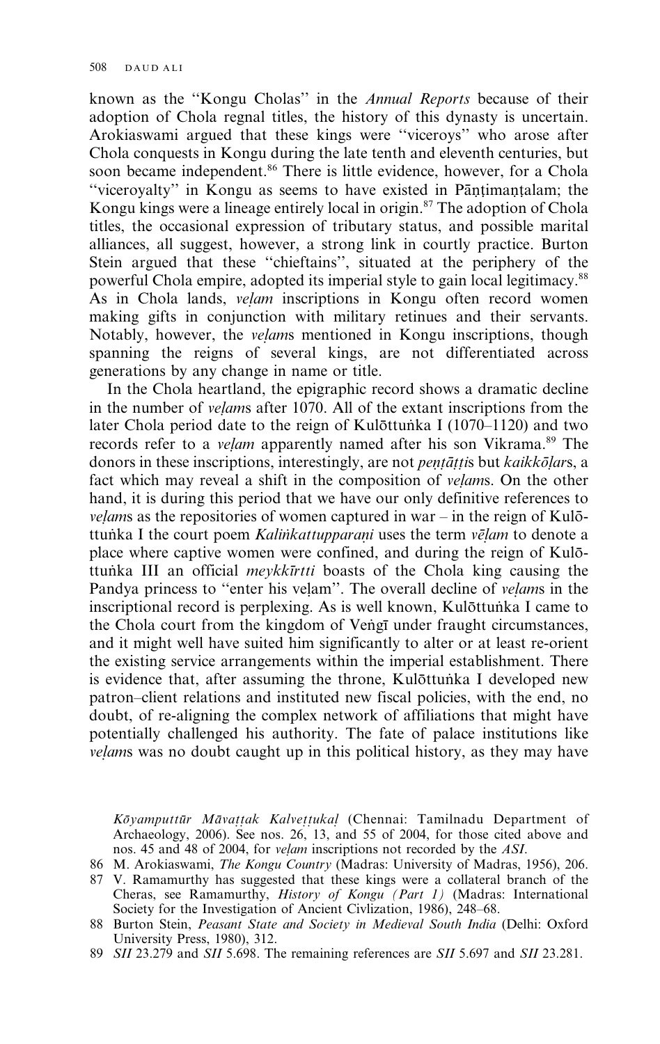known as the "Kongu Cholas" in the *Annual Reports* because of their adoption of Chola regnal titles, the history of this dynasty is uncertain. Arokiaswami argued that these kings were "viceroys" who arose after Chola conquests in Kongu during the late tenth and eleventh centuries, but soon became independent.[86] There is little evidence, however, for a Chola "viceroyalty" in Kongu as seems to have existed in Pāṇṭimaṇṭalam; the Kongu kings were a lineage entirely local in origin.[87] The adoption of Chola titles, the occasional expression of tributary status, and possible marital alliances, all suggest, however, a strong link in courtly practice. Burton Stein argued that these "chieftains", situated at the periphery of the powerful Chola empire, adopted its imperial style to gain local legitimacy.[88] As in Chola lands, *veḷam* inscriptions in Kongu often record women making gifts in conjunction with military retinues and their servants. Notably, however, the *veḷam*s mentioned in Kongu inscriptions, though spanning the reigns of several kings, are not differentiated across generations by any change in name or title.

In the Chola heartland, the epigraphic record shows a dramatic decline in the number of *veḷam*s after 1070. All of the extant inscriptions from the later Chola period date to the reign of Kulōttuṅka I (1070–1120) and two records refer to a *veḷam* apparently named after his son Vikrama.[89] The donors in these inscriptions, interestingly, are not *peṇṭāṭṭi*s but *kaikkōḷar*s, a fact which may reveal a shift in the composition of *veḷam*s. On the other hand, it is during this period that we have our only definitive references to *veḷam*s as the repositories of women captured in war – in the reign of Kulōttuṅka I the court poem *Kaliṅkattupparaṇi* uses the term *vēḷam* to denote a place where captive women were confined, and during the reign of Kulōttuṅka III an official *meykkīrtti* boasts of the Chola king causing the Pandya princess to "enter his veḷam". The overall decline of *veḷam*s in the inscriptional record is perplexing. As is well known, Kulōttuṅka I came to the Chola court from the kingdom of Veṅgī under fraught circumstances, and it might well have suited him significantly to alter or at least re-orient the existing service arrangements within the imperial establishment. There is evidence that, after assuming the throne, Kulōttuṅka I developed new patron–client relations and instituted new fiscal policies, with the end, no doubt, of re-aligning the complex network of affiliations that might have potentially challenged his authority. The fate of palace institutions like *veḷam*s was no doubt caught up in this political history, as they may have

*Kōyamputtūr Māvaṭṭak Kalveṭṭukaḷ* (Chennai: Tamilnadu Department of Archaeology, 2006). See nos. 26, 13, and 55 of 2004, for those cited above and nos. 45 and 48 of 2004, for *veḷam* inscriptions not recorded by the *ASI*.

86 M. Arokiaswami, *The Kongu Country* (Madras: University of Madras, 1956), 206.

87 V. Ramamurthy has suggested that these kings were a collateral branch of the Cheras, see Ramamurthy, *History of Kongu (Part 1)* (Madras: International Society for the Investigation of Ancient Civlization, 1986), 248–68.

88 Burton Stein, *Peasant State and Society in Medieval South India* (Delhi: Oxford University Press, 1980), 312.

89 *SII* 23.279 and *SII* 5.698. The remaining references are *SII* 5.697 and *SII* 23.281.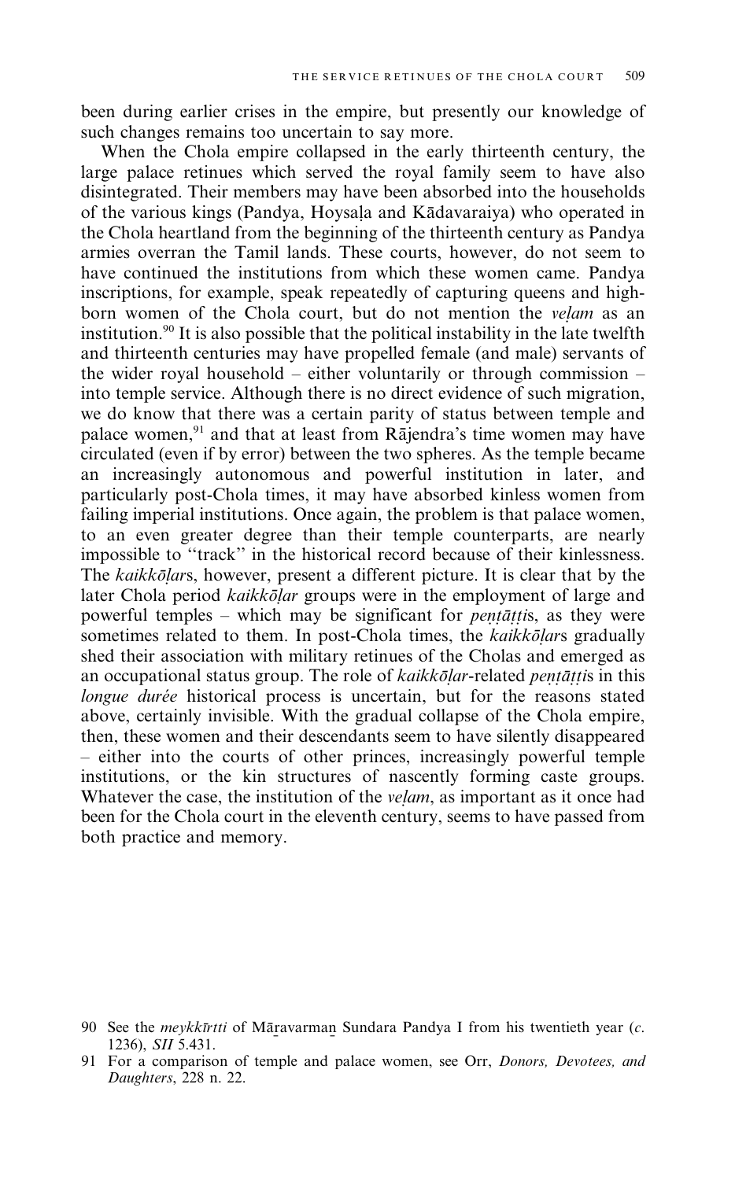been during earlier crises in the empire, but presently our knowledge of such changes remains too uncertain to say more.

When the Chola empire collapsed in the early thirteenth century, the large palace retinues which served the royal family seem to have also disintegrated. Their members may have been absorbed into the households of the various kings (Pandya, Hoysaḷa and Kādavaraiya) who operated in the Chola heartland from the beginning of the thirteenth century as Pandya armies overran the Tamil lands. These courts, however, do not seem to have continued the institutions from which these women came. Pandya inscriptions, for example, speak repeatedly of capturing queens and high-born women of the Chola court, but do not mention the *veḷam* as an institution.[90] It is also possible that the political instability in the late twelfth and thirteenth centuries may have propelled female (and male) servants of the wider royal household – either voluntarily or through commission – into temple service. Although there is no direct evidence of such migration, we do know that there was a certain parity of status between temple and palace women,[91] and that at least from Rājendra's time women may have circulated (even if by error) between the two spheres. As the temple became an increasingly autonomous and powerful institution in later, and particularly post-Chola times, it may have absorbed kinless women from failing imperial institutions. Once again, the problem is that palace women, to an even greater degree than their temple counterparts, are nearly impossible to "track" in the historical record because of their kinlessness. The *kaikkōḷar*s, however, present a different picture. It is clear that by the later Chola period *kaikkōḷar* groups were in the employment of large and powerful temples – which may be significant for *peṇṭāṭṭi*s, as they were sometimes related to them. In post-Chola times, the *kaikkōḷar*s gradually shed their association with military retinues of the Cholas and emerged as an occupational status group. The role of *kaikkōḷar*-related *peṇṭāṭṭi*s in this *longue durée* historical process is uncertain, but for the reasons stated above, certainly invisible. With the gradual collapse of the Chola empire, then, these women and their descendants seem to have silently disappeared – either into the courts of other princes, increasingly powerful temple institutions, or the kin structures of nascently forming caste groups. Whatever the case, the institution of the *veḷam*, as important as it once had been for the Chola court in the eleventh century, seems to have passed from both practice and memory.

90 See the *meykkīrtti* of Māṟavarmaṉ Sundara Pandya I from his twentieth year (*c.* 1236), *SII* 5.431.

91 For a comparison of temple and palace women, see Orr, *Donors, Devotees, and Daughters*, 228 n. 22.